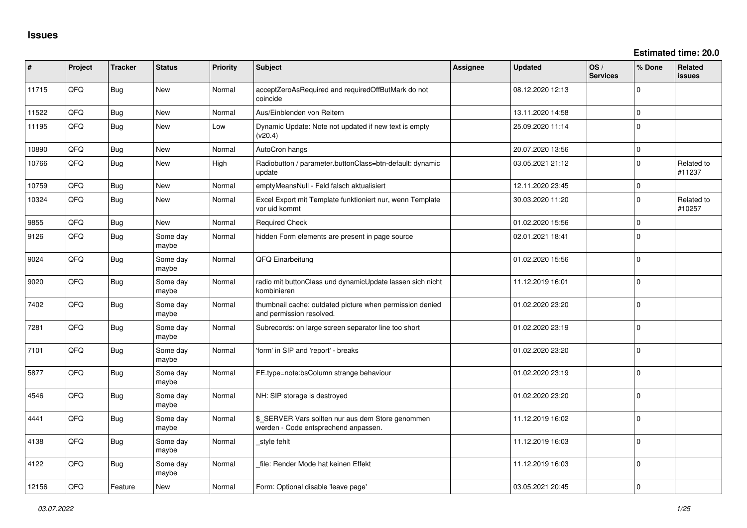# Issues

**Estimated time: 20.0**

| # | Project | Tracker | Status | Priority | Subject | Assignee | Updated | OS / Services | % Done | Related issues |
|---|---|---|---|---|---|---|---|---|---|---|
| 11715 | QFQ | Bug | New | Normal | acceptZeroAsRequired and requiredOffButMark do not coincide | | 08.12.2020 12:13 | | 0 | |
| 11522 | QFQ | Bug | New | Normal | Aus/Einblenden von Reitern | | 13.11.2020 14:58 | | 0 | |
| 11195 | QFQ | Bug | New | Low | Dynamic Update: Note not updated if new text is empty (v20.4) | | 25.09.2020 11:14 | | 0 | |
| 10890 | QFQ | Bug | New | Normal | AutoCron hangs | | 20.07.2020 13:56 | | 0 | |
| 10766 | QFQ | Bug | New | High | Radiobutton / parameter.buttonClass=btn-default: dynamic update | | 03.05.2021 21:12 | | 0 | Related to #11237 |
| 10759 | QFQ | Bug | New | Normal | emptyMeansNull - Feld falsch aktualisiert | | 12.11.2020 23:45 | | 0 | |
| 10324 | QFQ | Bug | New | Normal | Excel Export mit Template funktioniert nur, wenn Template vor uid kommt | | 30.03.2020 11:20 | | 0 | Related to #10257 |
| 9855 | QFQ | Bug | New | Normal | Required Check | | 01.02.2020 15:56 | | 0 | |
| 9126 | QFQ | Bug | Some day maybe | Normal | hidden Form elements are present in page source | | 02.01.2021 18:41 | | 0 | |
| 9024 | QFQ | Bug | Some day maybe | Normal | QFQ Einarbeitung | | 01.02.2020 15:56 | | 0 | |
| 9020 | QFQ | Bug | Some day maybe | Normal | radio mit buttonClass und dynamicUpdate lassen sich nicht kombinieren | | 11.12.2019 16:01 | | 0 | |
| 7402 | QFQ | Bug | Some day maybe | Normal | thumbnail cache: outdated picture when permission denied and permission resolved. | | 01.02.2020 23:20 | | 0 | |
| 7281 | QFQ | Bug | Some day maybe | Normal | Subrecords: on large screen separator line too short | | 01.02.2020 23:19 | | 0 | |
| 7101 | QFQ | Bug | Some day maybe | Normal | 'form' in SIP and 'report' - breaks | | 01.02.2020 23:20 | | 0 | |
| 5877 | QFQ | Bug | Some day maybe | Normal | FE.type=note:bsColumn strange behaviour | | 01.02.2020 23:19 | | 0 | |
| 4546 | QFQ | Bug | Some day maybe | Normal | NH: SIP storage is destroyed | | 01.02.2020 23:20 | | 0 | |
| 4441 | QFQ | Bug | Some day maybe | Normal | $_SERVER Vars sollten nur aus dem Store genommen werden - Code entsprechend anpassen. | | 11.12.2019 16:02 | | 0 | |
| 4138 | QFQ | Bug | Some day maybe | Normal | _style fehlt | | 11.12.2019 16:03 | | 0 | |
| 4122 | QFQ | Bug | Some day maybe | Normal | _file: Render Mode hat keinen Effekt | | 11.12.2019 16:03 | | 0 | |
| 12156 | QFQ | Feature | New | Normal | Form: Optional disable 'leave page' | | 03.05.2021 20:45 | | 0 | |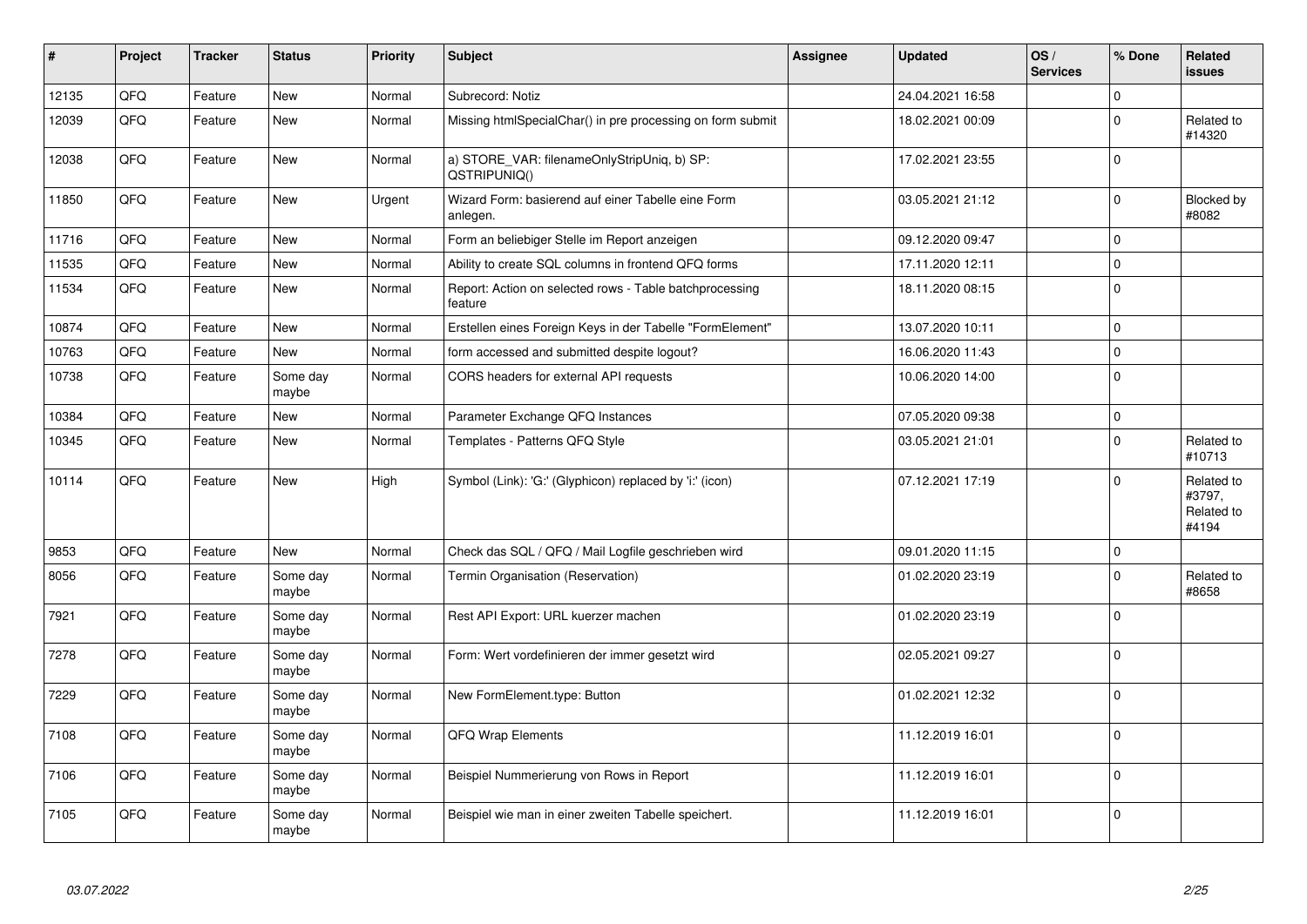| # | Project | Tracker | Status | Priority | Subject | Assignee | Updated | OS / Services | % Done | Related issues |
|---|---|---|---|---|---|---|---|---|---|---|
| 12135 | QFQ | Feature | New | Normal | Subrecord: Notiz | | 24.04.2021 16:58 | | 0 | |
| 12039 | QFQ | Feature | New | Normal | Missing htmlSpecialChar() in pre processing on form submit | | 18.02.2021 00:09 | | 0 | Related to #14320 |
| 12038 | QFQ | Feature | New | Normal | a) STORE_VAR: filenameOnlyStripUniq, b) SP: QSTRIPUNIQ() | | 17.02.2021 23:55 | | 0 | |
| 11850 | QFQ | Feature | New | Urgent | Wizard Form: basierend auf einer Tabelle eine Form anlegen. | | 03.05.2021 21:12 | | 0 | Blocked by #8082 |
| 11716 | QFQ | Feature | New | Normal | Form an beliebiger Stelle im Report anzeigen | | 09.12.2020 09:47 | | 0 | |
| 11535 | QFQ | Feature | New | Normal | Ability to create SQL columns in frontend QFQ forms | | 17.11.2020 12:11 | | 0 | |
| 11534 | QFQ | Feature | New | Normal | Report: Action on selected rows - Table batchprocessing feature | | 18.11.2020 08:15 | | 0 | |
| 10874 | QFQ | Feature | New | Normal | Erstellen eines Foreign Keys in der Tabelle "FormElement" | | 13.07.2020 10:11 | | 0 | |
| 10763 | QFQ | Feature | New | Normal | form accessed and submitted despite logout? | | 16.06.2020 11:43 | | 0 | |
| 10738 | QFQ | Feature | Some day maybe | Normal | CORS headers for external API requests | | 10.06.2020 14:00 | | 0 | |
| 10384 | QFQ | Feature | New | Normal | Parameter Exchange QFQ Instances | | 07.05.2020 09:38 | | 0 | |
| 10345 | QFQ | Feature | New | Normal | Templates - Patterns QFQ Style | | 03.05.2021 21:01 | | 0 | Related to #10713 |
| 10114 | QFQ | Feature | New | High | Symbol (Link): 'G:' (Glyphicon) replaced by 'i:' (icon) | | 07.12.2021 17:19 | | 0 | Related to #3797, Related to #4194 |
| 9853 | QFQ | Feature | New | Normal | Check das SQL / QFQ / Mail Logfile geschrieben wird | | 09.01.2020 11:15 | | 0 | |
| 8056 | QFQ | Feature | Some day maybe | Normal | Termin Organisation (Reservation) | | 01.02.2020 23:19 | | 0 | Related to #8658 |
| 7921 | QFQ | Feature | Some day maybe | Normal | Rest API Export: URL kuerzer machen | | 01.02.2020 23:19 | | 0 | |
| 7278 | QFQ | Feature | Some day maybe | Normal | Form: Wert vordefinieren der immer gesetzt wird | | 02.05.2021 09:27 | | 0 | |
| 7229 | QFQ | Feature | Some day maybe | Normal | New FormElement.type: Button | | 01.02.2021 12:32 | | 0 | |
| 7108 | QFQ | Feature | Some day maybe | Normal | QFQ Wrap Elements | | 11.12.2019 16:01 | | 0 | |
| 7106 | QFQ | Feature | Some day maybe | Normal | Beispiel Nummerierung von Rows in Report | | 11.12.2019 16:01 | | 0 | |
| 7105 | QFQ | Feature | Some day maybe | Normal | Beispiel wie man in einer zweiten Tabelle speichert. | | 11.12.2019 16:01 | | 0 | |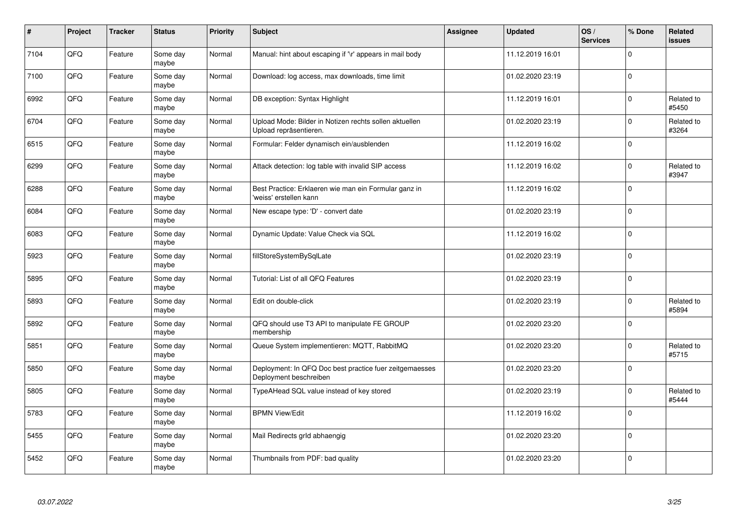| # | Project | Tracker | Status | Priority | Subject | Assignee | Updated | OS / Services | % Done | Related issues |
|---|---|---|---|---|---|---|---|---|---|---|
| 7104 | QFQ | Feature | Some day maybe | Normal | Manual: hint about escaping if '\r' appears in mail body | | 11.12.2019 16:01 | | 0 | |
| 7100 | QFQ | Feature | Some day maybe | Normal | Download: log access, max downloads, time limit | | 01.02.2020 23:19 | | 0 | |
| 6992 | QFQ | Feature | Some day maybe | Normal | DB exception: Syntax Highlight | | 11.12.2019 16:01 | | 0 | Related to #5450 |
| 6704 | QFQ | Feature | Some day maybe | Normal | Upload Mode: Bilder in Notizen rechts sollen aktuellen Upload repräsentieren. | | 01.02.2020 23:19 | | 0 | Related to #3264 |
| 6515 | QFQ | Feature | Some day maybe | Normal | Formular: Felder dynamisch ein/ausblenden | | 11.12.2019 16:02 | | 0 | |
| 6299 | QFQ | Feature | Some day maybe | Normal | Attack detection: log table with invalid SIP access | | 11.12.2019 16:02 | | 0 | Related to #3947 |
| 6288 | QFQ | Feature | Some day maybe | Normal | Best Practice: Erklaeren wie man ein Formular ganz in 'weiss' erstellen kann | | 11.12.2019 16:02 | | 0 | |
| 6084 | QFQ | Feature | Some day maybe | Normal | New escape type: 'D' - convert date | | 01.02.2020 23:19 | | 0 | |
| 6083 | QFQ | Feature | Some day maybe | Normal | Dynamic Update: Value Check via SQL | | 11.12.2019 16:02 | | 0 | |
| 5923 | QFQ | Feature | Some day maybe | Normal | fillStoreSystemBySqlLate | | 01.02.2020 23:19 | | 0 | |
| 5895 | QFQ | Feature | Some day maybe | Normal | Tutorial: List of all QFQ Features | | 01.02.2020 23:19 | | 0 | |
| 5893 | QFQ | Feature | Some day maybe | Normal | Edit on double-click | | 01.02.2020 23:19 | | 0 | Related to #5894 |
| 5892 | QFQ | Feature | Some day maybe | Normal | QFQ should use T3 API to manipulate FE GROUP membership | | 01.02.2020 23:20 | | 0 | |
| 5851 | QFQ | Feature | Some day maybe | Normal | Queue System implementieren: MQTT, RabbitMQ | | 01.02.2020 23:20 | | 0 | Related to #5715 |
| 5850 | QFQ | Feature | Some day maybe | Normal | Deployment: In QFQ Doc best practice fuer zeitgemaesses Deployment beschreiben | | 01.02.2020 23:20 | | 0 | |
| 5805 | QFQ | Feature | Some day maybe | Normal | TypeAHead SQL value instead of key stored | | 01.02.2020 23:19 | | 0 | Related to #5444 |
| 5783 | QFQ | Feature | Some day maybe | Normal | BPMN View/Edit | | 11.12.2019 16:02 | | 0 | |
| 5455 | QFQ | Feature | Some day maybe | Normal | Mail Redirects grId abhaengig | | 01.02.2020 23:20 | | 0 | |
| 5452 | QFQ | Feature | Some day maybe | Normal | Thumbnails from PDF: bad quality | | 01.02.2020 23:20 | | 0 | |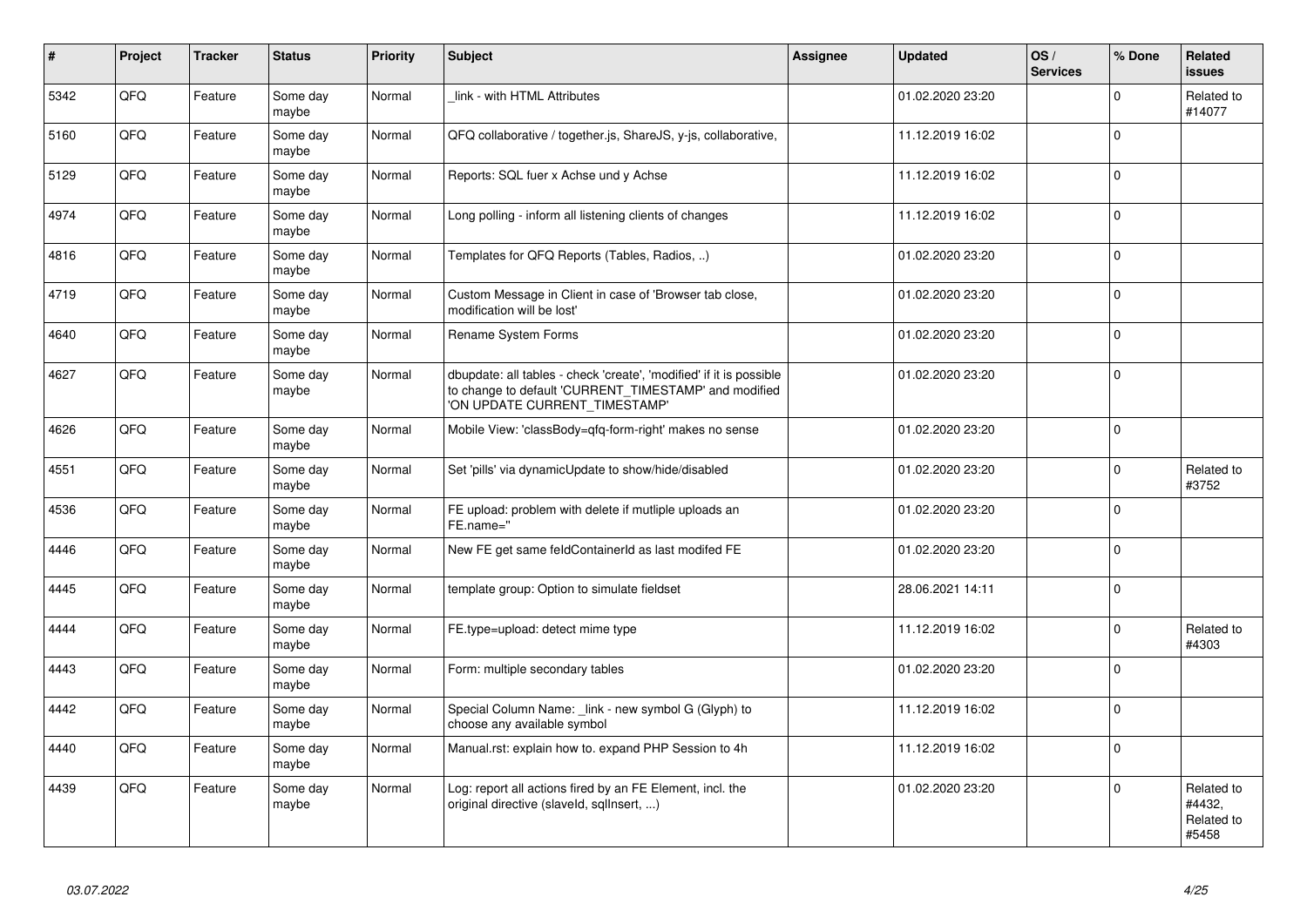| # | Project | Tracker | Status | Priority | Subject | Assignee | Updated | OS / Services | % Done | Related issues |
|---|---|---|---|---|---|---|---|---|---|---|
| 5342 | QFQ | Feature | Some day maybe | Normal | _link - with HTML Attributes | | 01.02.2020 23:20 | | 0 | Related to #14077 |
| 5160 | QFQ | Feature | Some day maybe | Normal | QFQ collaborative / together.js, ShareJS, y-js, collaborative, | | 11.12.2019 16:02 | | 0 | |
| 5129 | QFQ | Feature | Some day maybe | Normal | Reports: SQL fuer x Achse und y Achse | | 11.12.2019 16:02 | | 0 | |
| 4974 | QFQ | Feature | Some day maybe | Normal | Long polling - inform all listening clients of changes | | 11.12.2019 16:02 | | 0 | |
| 4816 | QFQ | Feature | Some day maybe | Normal | Templates for QFQ Reports (Tables, Radios, ..) | | 01.02.2020 23:20 | | 0 | |
| 4719 | QFQ | Feature | Some day maybe | Normal | Custom Message in Client in case of 'Browser tab close, modification will be lost' | | 01.02.2020 23:20 | | 0 | |
| 4640 | QFQ | Feature | Some day maybe | Normal | Rename System Forms | | 01.02.2020 23:20 | | 0 | |
| 4627 | QFQ | Feature | Some day maybe | Normal | dbupdate: all tables - check 'create', 'modified' if it is possible to change to default 'CURRENT_TIMESTAMP' and modified 'ON UPDATE CURRENT_TIMESTAMP' | | 01.02.2020 23:20 | | 0 | |
| 4626 | QFQ | Feature | Some day maybe | Normal | Mobile View: 'classBody=qfq-form-right' makes no sense | | 01.02.2020 23:20 | | 0 | |
| 4551 | QFQ | Feature | Some day maybe | Normal | Set 'pills' via dynamicUpdate to show/hide/disabled | | 01.02.2020 23:20 | | 0 | Related to #3752 |
| 4536 | QFQ | Feature | Some day maybe | Normal | FE upload: problem with delete if mutliple uploads an FE.name='' | | 01.02.2020 23:20 | | 0 | |
| 4446 | QFQ | Feature | Some day maybe | Normal | New FE get same feldContainerId as last modifed FE | | 01.02.2020 23:20 | | 0 | |
| 4445 | QFQ | Feature | Some day maybe | Normal | template group: Option to simulate fieldset | | 28.06.2021 14:11 | | 0 | |
| 4444 | QFQ | Feature | Some day maybe | Normal | FE.type=upload: detect mime type | | 11.12.2019 16:02 | | 0 | Related to #4303 |
| 4443 | QFQ | Feature | Some day maybe | Normal | Form: multiple secondary tables | | 01.02.2020 23:20 | | 0 | |
| 4442 | QFQ | Feature | Some day maybe | Normal | Special Column Name: _link - new symbol G (Glyph) to choose any available symbol | | 11.12.2019 16:02 | | 0 | |
| 4440 | QFQ | Feature | Some day maybe | Normal | Manual.rst: explain how to. expand PHP Session to 4h | | 11.12.2019 16:02 | | 0 | |
| 4439 | QFQ | Feature | Some day maybe | Normal | Log: report all actions fired by an FE Element, incl. the original directive (slaveId, sqlInsert, ...) | | 01.02.2020 23:20 | | 0 | Related to #4432, Related to #5458 |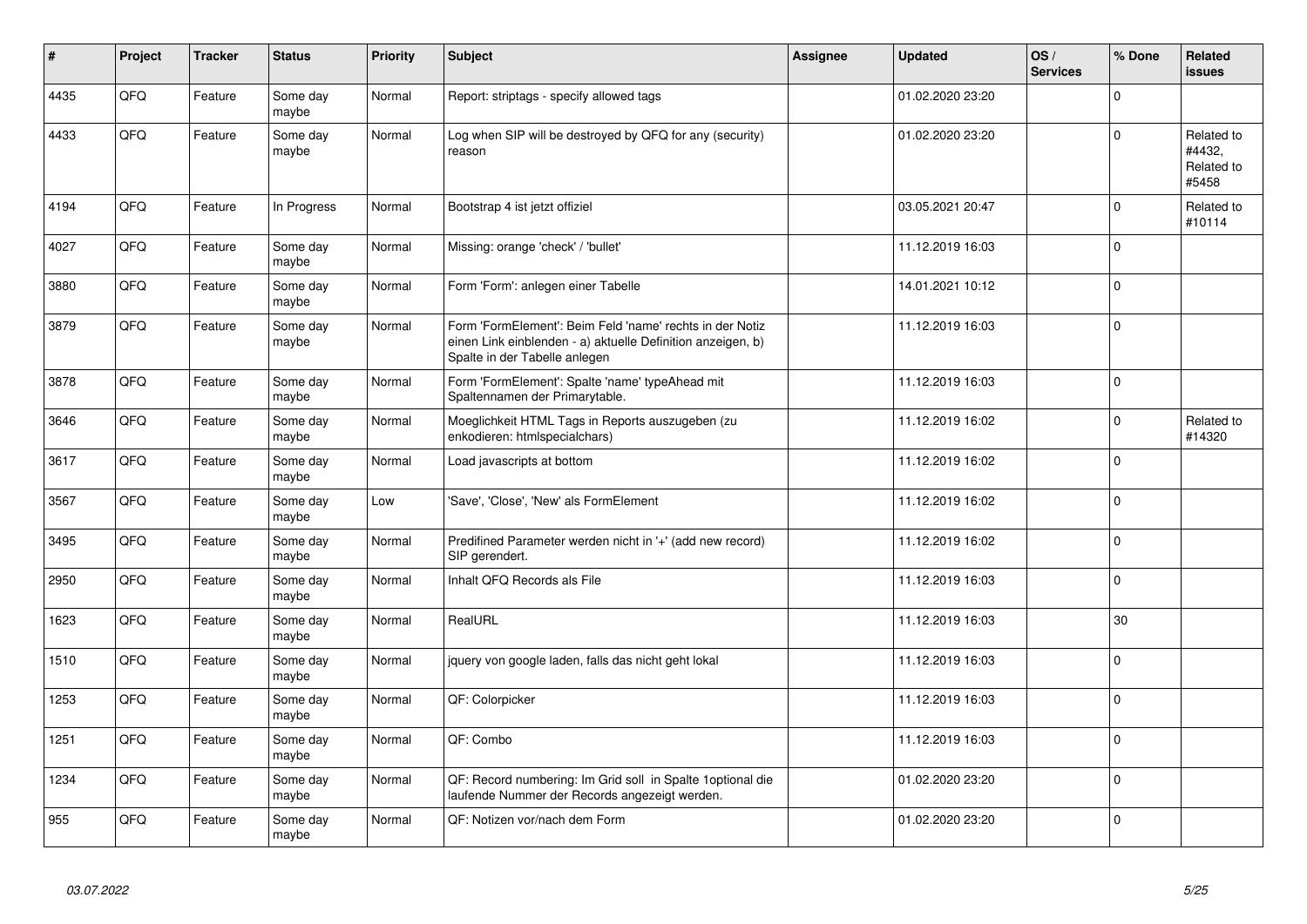| # | Project | Tracker | Status | Priority | Subject | Assignee | Updated | OS / Services | % Done | Related issues |
|---|---|---|---|---|---|---|---|---|---|---|
| 4435 | QFQ | Feature | Some day maybe | Normal | Report: striptags - specify allowed tags | | 01.02.2020 23:20 | | 0 | |
| 4433 | QFQ | Feature | Some day maybe | Normal | Log when SIP will be destroyed by QFQ for any (security) reason | | 01.02.2020 23:20 | | 0 | Related to #4432, Related to #5458 |
| 4194 | QFQ | Feature | In Progress | Normal | Bootstrap 4 ist jetzt offiziel | | 03.05.2021 20:47 | | 0 | Related to #10114 |
| 4027 | QFQ | Feature | Some day maybe | Normal | Missing: orange 'check' / 'bullet' | | 11.12.2019 16:03 | | 0 | |
| 3880 | QFQ | Feature | Some day maybe | Normal | Form 'Form': anlegen einer Tabelle | | 14.01.2021 10:12 | | 0 | |
| 3879 | QFQ | Feature | Some day maybe | Normal | Form 'FormElement': Beim Feld 'name' rechts in der Notiz einen Link einblenden - a) aktuelle Definition anzeigen, b) Spalte in der Tabelle anlegen | | 11.12.2019 16:03 | | 0 | |
| 3878 | QFQ | Feature | Some day maybe | Normal | Form 'FormElement': Spalte 'name' typeAhead mit Spaltennamen der Primarytable. | | 11.12.2019 16:03 | | 0 | |
| 3646 | QFQ | Feature | Some day maybe | Normal | Moeglichkeit HTML Tags in Reports auszugeben (zu enkodieren: htmlspecialchars) | | 11.12.2019 16:02 | | 0 | Related to #14320 |
| 3617 | QFQ | Feature | Some day maybe | Normal | Load javascripts at bottom | | 11.12.2019 16:02 | | 0 | |
| 3567 | QFQ | Feature | Some day maybe | Low | 'Save', 'Close', 'New' als FormElement | | 11.12.2019 16:02 | | 0 | |
| 3495 | QFQ | Feature | Some day maybe | Normal | Predifined Parameter werden nicht in '+' (add new record) SIP gerendert. | | 11.12.2019 16:02 | | 0 | |
| 2950 | QFQ | Feature | Some day maybe | Normal | Inhalt QFQ Records als File | | 11.12.2019 16:03 | | 0 | |
| 1623 | QFQ | Feature | Some day maybe | Normal | RealURL | | 11.12.2019 16:03 | | 30 | |
| 1510 | QFQ | Feature | Some day maybe | Normal | jquery von google laden, falls das nicht geht lokal | | 11.12.2019 16:03 | | 0 | |
| 1253 | QFQ | Feature | Some day maybe | Normal | QF: Colorpicker | | 11.12.2019 16:03 | | 0 | |
| 1251 | QFQ | Feature | Some day maybe | Normal | QF: Combo | | 11.12.2019 16:03 | | 0 | |
| 1234 | QFQ | Feature | Some day maybe | Normal | QF: Record numbering: Im Grid soll in Spalte 1optional die laufende Nummer der Records angezeigt werden. | | 01.02.2020 23:20 | | 0 | |
| 955 | QFQ | Feature | Some day maybe | Normal | QF: Notizen vor/nach dem Form | | 01.02.2020 23:20 | | 0 | |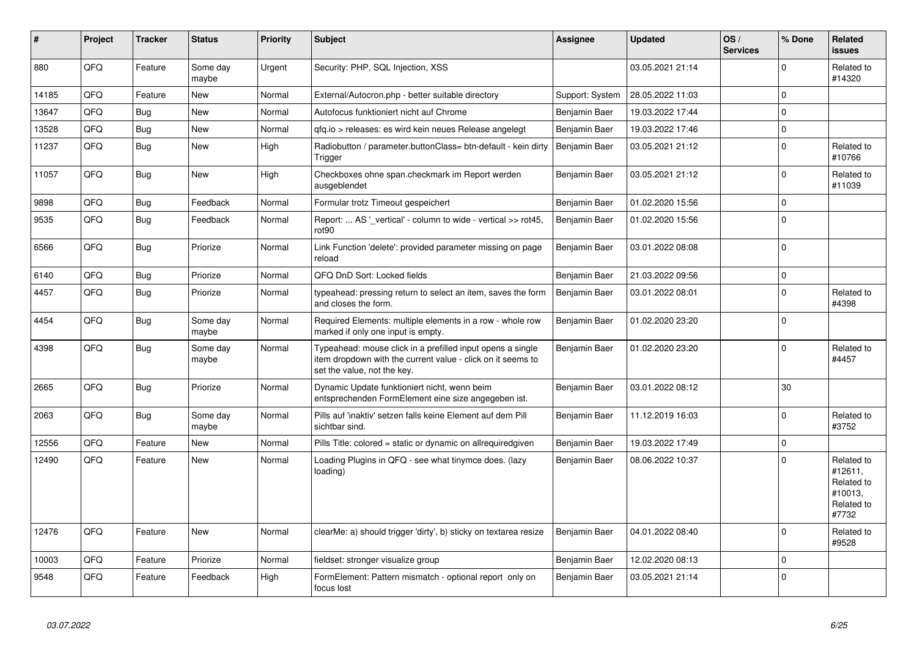| # | Project | Tracker | Status | Priority | Subject | Assignee | Updated | OS / Services | % Done | Related issues |
|---|---|---|---|---|---|---|---|---|---|---|
| 880 | QFQ | Feature | Some day maybe | Urgent | Security: PHP, SQL Injection, XSS | | 03.05.2021 21:14 | | 0 | Related to #14320 |
| 14185 | QFQ | Feature | New | Normal | External/Autocron.php - better suitable directory | Support: System | 28.05.2022 11:03 | | 0 | |
| 13647 | QFQ | Bug | New | Normal | Autofocus funktioniert nicht auf Chrome | Benjamin Baer | 19.03.2022 17:44 | | 0 | |
| 13528 | QFQ | Bug | New | Normal | qfq.io > releases: es wird kein neues Release angelegt | Benjamin Baer | 19.03.2022 17:46 | | 0 | |
| 11237 | QFQ | Bug | New | High | Radiobutton / parameter.buttonClass= btn-default - kein dirty Trigger | Benjamin Baer | 03.05.2021 21:12 | | 0 | Related to #10766 |
| 11057 | QFQ | Bug | New | High | Checkboxes ohne span.checkmark im Report werden ausgeblendet | Benjamin Baer | 03.05.2021 21:12 | | 0 | Related to #11039 |
| 9898 | QFQ | Bug | Feedback | Normal | Formular trotz Timeout gespeichert | Benjamin Baer | 01.02.2020 15:56 | | 0 | |
| 9535 | QFQ | Bug | Feedback | Normal | Report: ... AS '_vertical' - column to wide - vertical >> rot45, rot90 | Benjamin Baer | 01.02.2020 15:56 | | 0 | |
| 6566 | QFQ | Bug | Priorize | Normal | Link Function 'delete': provided parameter missing on page reload | Benjamin Baer | 03.01.2022 08:08 | | 0 | |
| 6140 | QFQ | Bug | Priorize | Normal | QFQ DnD Sort: Locked fields | Benjamin Baer | 21.03.2022 09:56 | | 0 | |
| 4457 | QFQ | Bug | Priorize | Normal | typeahead: pressing return to select an item, saves the form and closes the form. | Benjamin Baer | 03.01.2022 08:01 | | 0 | Related to #4398 |
| 4454 | QFQ | Bug | Some day maybe | Normal | Required Elements: multiple elements in a row - whole row marked if only one input is empty. | Benjamin Baer | 01.02.2020 23:20 | | 0 | |
| 4398 | QFQ | Bug | Some day maybe | Normal | Typeahead: mouse click in a prefilled input opens a single item dropdown with the current value - click on it seems to set the value, not the key. | Benjamin Baer | 01.02.2020 23:20 | | 0 | Related to #4457 |
| 2665 | QFQ | Bug | Priorize | Normal | Dynamic Update funktioniert nicht, wenn beim entsprechenden FormElement eine size angegeben ist. | Benjamin Baer | 03.01.2022 08:12 | | 30 | |
| 2063 | QFQ | Bug | Some day maybe | Normal | Pills auf 'inaktiv' setzen falls keine Element auf dem Pill sichtbar sind. | Benjamin Baer | 11.12.2019 16:03 | | 0 | Related to #3752 |
| 12556 | QFQ | Feature | New | Normal | Pills Title: colored = static or dynamic on allrequiredgiven | Benjamin Baer | 19.03.2022 17:49 | | 0 | |
| 12490 | QFQ | Feature | New | Normal | Loading Plugins in QFQ - see what tinymce does. (lazy loading) | Benjamin Baer | 08.06.2022 10:37 | | 0 | Related to #12611, Related to #10013, Related to #7732 |
| 12476 | QFQ | Feature | New | Normal | clearMe: a) should trigger 'dirty', b) sticky on textarea resize | Benjamin Baer | 04.01.2022 08:40 | | 0 | Related to #9528 |
| 10003 | QFQ | Feature | Priorize | Normal | fieldset: stronger visualize group | Benjamin Baer | 12.02.2020 08:13 | | 0 | |
| 9548 | QFQ | Feature | Feedback | High | FormElement: Pattern mismatch - optional report only on focus lost | Benjamin Baer | 03.05.2021 21:14 | | 0 | |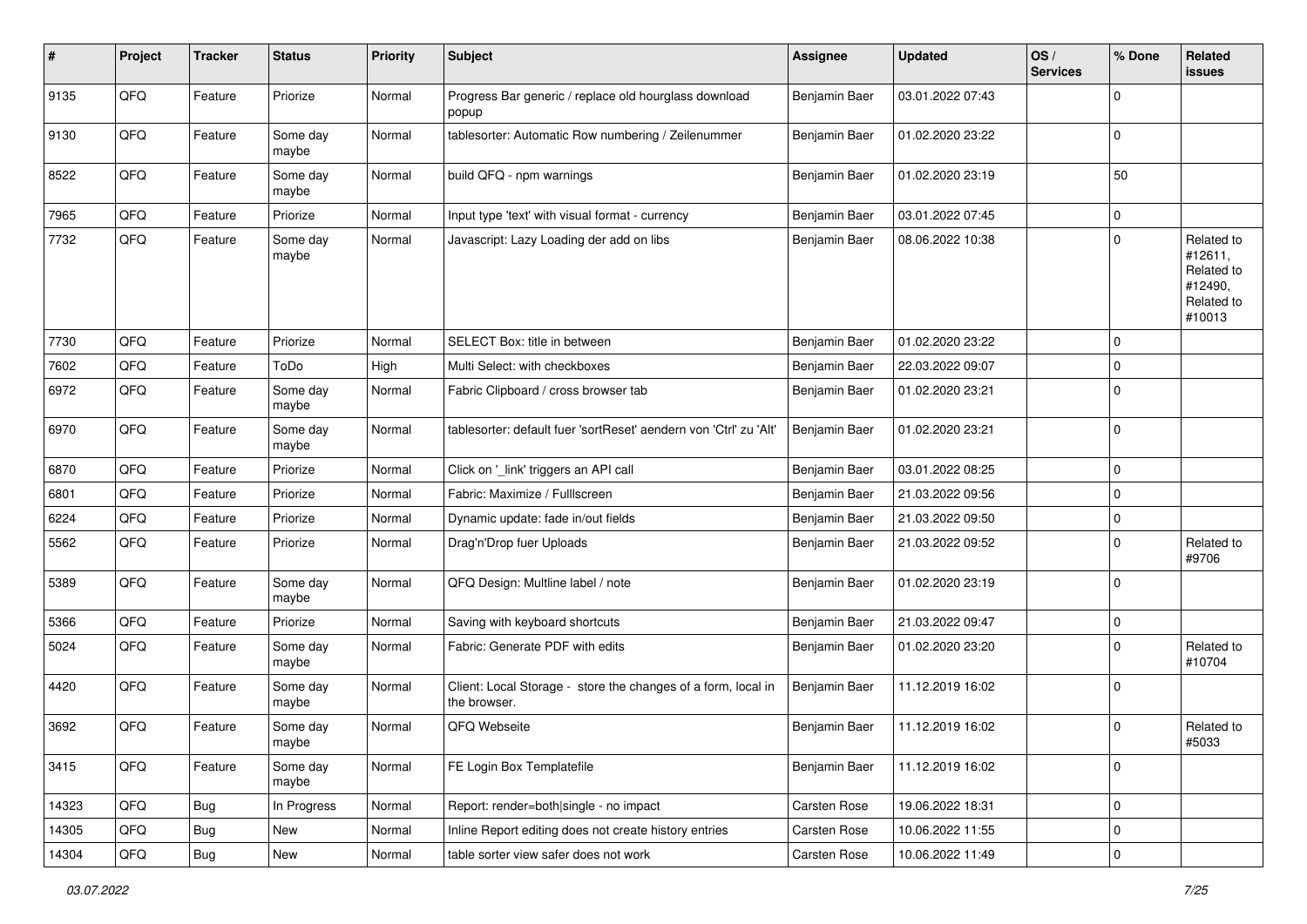| # | Project | Tracker | Status | Priority | Subject | Assignee | Updated | OS / Services | % Done | Related issues |
|---|---|---|---|---|---|---|---|---|---|---|
| 9135 | QFQ | Feature | Priorize | Normal | Progress Bar generic / replace old hourglass download popup | Benjamin Baer | 03.01.2022 07:43 | | 0 | |
| 9130 | QFQ | Feature | Some day maybe | Normal | tablesorter: Automatic Row numbering / Zeilenummer | Benjamin Baer | 01.02.2020 23:22 | | 0 | |
| 8522 | QFQ | Feature | Some day maybe | Normal | build QFQ - npm warnings | Benjamin Baer | 01.02.2020 23:19 | | 50 | |
| 7965 | QFQ | Feature | Priorize | Normal | Input type 'text' with visual format - currency | Benjamin Baer | 03.01.2022 07:45 | | 0 | |
| 7732 | QFQ | Feature | Some day maybe | Normal | Javascript: Lazy Loading der add on libs | Benjamin Baer | 08.06.2022 10:38 | | 0 | Related to #12611, Related to #12490, Related to #10013 |
| 7730 | QFQ | Feature | Priorize | Normal | SELECT Box: title in between | Benjamin Baer | 01.02.2020 23:22 | | 0 | |
| 7602 | QFQ | Feature | ToDo | High | Multi Select: with checkboxes | Benjamin Baer | 22.03.2022 09:07 | | 0 | |
| 6972 | QFQ | Feature | Some day maybe | Normal | Fabric Clipboard / cross browser tab | Benjamin Baer | 01.02.2020 23:21 | | 0 | |
| 6970 | QFQ | Feature | Some day maybe | Normal | tablesorter: default fuer 'sortReset' aendern von 'Ctrl' zu 'Alt' | Benjamin Baer | 01.02.2020 23:21 | | 0 | |
| 6870 | QFQ | Feature | Priorize | Normal | Click on '_link' triggers an API call | Benjamin Baer | 03.01.2022 08:25 | | 0 | |
| 6801 | QFQ | Feature | Priorize | Normal | Fabric: Maximize / FullIscreen | Benjamin Baer | 21.03.2022 09:56 | | 0 | |
| 6224 | QFQ | Feature | Priorize | Normal | Dynamic update: fade in/out fields | Benjamin Baer | 21.03.2022 09:50 | | 0 | |
| 5562 | QFQ | Feature | Priorize | Normal | Drag'n'Drop fuer Uploads | Benjamin Baer | 21.03.2022 09:52 | | 0 | Related to #9706 |
| 5389 | QFQ | Feature | Some day maybe | Normal | QFQ Design: Multline label / note | Benjamin Baer | 01.02.2020 23:19 | | 0 | |
| 5366 | QFQ | Feature | Priorize | Normal | Saving with keyboard shortcuts | Benjamin Baer | 21.03.2022 09:47 | | 0 | |
| 5024 | QFQ | Feature | Some day maybe | Normal | Fabric: Generate PDF with edits | Benjamin Baer | 01.02.2020 23:20 | | 0 | Related to #10704 |
| 4420 | QFQ | Feature | Some day maybe | Normal | Client: Local Storage - store the changes of a form, local in the browser. | Benjamin Baer | 11.12.2019 16:02 | | 0 | |
| 3692 | QFQ | Feature | Some day maybe | Normal | QFQ Webseite | Benjamin Baer | 11.12.2019 16:02 | | 0 | Related to #5033 |
| 3415 | QFQ | Feature | Some day maybe | Normal | FE Login Box Templatefile | Benjamin Baer | 11.12.2019 16:02 | | 0 | |
| 14323 | QFQ | Bug | In Progress | Normal | Report: render=both\|single - no impact | Carsten Rose | 19.06.2022 18:31 | | 0 | |
| 14305 | QFQ | Bug | New | Normal | Inline Report editing does not create history entries | Carsten Rose | 10.06.2022 11:55 | | 0 | |
| 14304 | QFQ | Bug | New | Normal | table sorter view safer does not work | Carsten Rose | 10.06.2022 11:49 | | 0 | |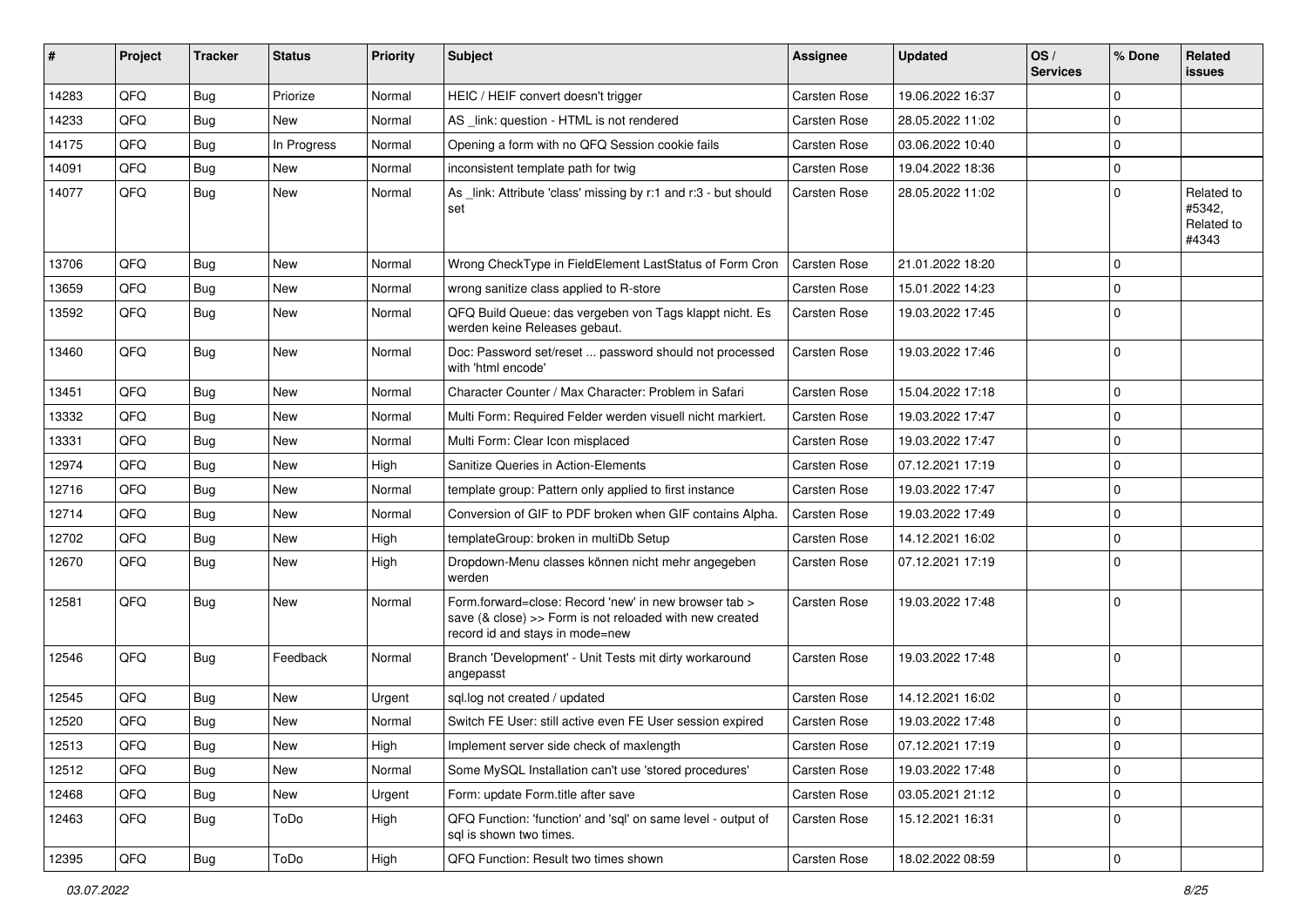| # | Project | Tracker | Status | Priority | Subject | Assignee | Updated | OS / Services | % Done | Related issues |
|---|---|---|---|---|---|---|---|---|---|---|
| 14283 | QFQ | Bug | Priorize | Normal | HEIC / HEIF convert doesn't trigger | Carsten Rose | 19.06.2022 16:37 | | 0 | |
| 14233 | QFQ | Bug | New | Normal | AS _link: question - HTML is not rendered | Carsten Rose | 28.05.2022 11:02 | | 0 | |
| 14175 | QFQ | Bug | In Progress | Normal | Opening a form with no QFQ Session cookie fails | Carsten Rose | 03.06.2022 10:40 | | 0 | |
| 14091 | QFQ | Bug | New | Normal | inconsistent template path for twig | Carsten Rose | 19.04.2022 18:36 | | 0 | |
| 14077 | QFQ | Bug | New | Normal | As _link: Attribute 'class' missing by r:1 and r:3 - but should set | Carsten Rose | 28.05.2022 11:02 | | 0 | Related to #5342, Related to #4343 |
| 13706 | QFQ | Bug | New | Normal | Wrong CheckType in FieldElement LastStatus of Form Cron | Carsten Rose | 21.01.2022 18:20 | | 0 | |
| 13659 | QFQ | Bug | New | Normal | wrong sanitize class applied to R-store | Carsten Rose | 15.01.2022 14:23 | | 0 | |
| 13592 | QFQ | Bug | New | Normal | QFQ Build Queue: das vergeben von Tags klappt nicht. Es werden keine Releases gebaut. | Carsten Rose | 19.03.2022 17:45 | | 0 | |
| 13460 | QFQ | Bug | New | Normal | Doc: Password set/reset ... password should not processed with 'html encode' | Carsten Rose | 19.03.2022 17:46 | | 0 | |
| 13451 | QFQ | Bug | New | Normal | Character Counter / Max Character: Problem in Safari | Carsten Rose | 15.04.2022 17:18 | | 0 | |
| 13332 | QFQ | Bug | New | Normal | Multi Form: Required Felder werden visuell nicht markiert. | Carsten Rose | 19.03.2022 17:47 | | 0 | |
| 13331 | QFQ | Bug | New | Normal | Multi Form: Clear Icon misplaced | Carsten Rose | 19.03.2022 17:47 | | 0 | |
| 12974 | QFQ | Bug | New | High | Sanitize Queries in Action-Elements | Carsten Rose | 07.12.2021 17:19 | | 0 | |
| 12716 | QFQ | Bug | New | Normal | template group: Pattern only applied to first instance | Carsten Rose | 19.03.2022 17:47 | | 0 | |
| 12714 | QFQ | Bug | New | Normal | Conversion of GIF to PDF broken when GIF contains Alpha. | Carsten Rose | 19.03.2022 17:49 | | 0 | |
| 12702 | QFQ | Bug | New | High | templateGroup: broken in multiDb Setup | Carsten Rose | 14.12.2021 16:02 | | 0 | |
| 12670 | QFQ | Bug | New | High | Dropdown-Menu classes können nicht mehr angegeben werden | Carsten Rose | 07.12.2021 17:19 | | 0 | |
| 12581 | QFQ | Bug | New | Normal | Form.forward=close: Record 'new' in new browser tab > save (& close) >> Form is not reloaded with new created record id and stays in mode=new | Carsten Rose | 19.03.2022 17:48 | | 0 | |
| 12546 | QFQ | Bug | Feedback | Normal | Branch 'Development' - Unit Tests mit dirty workaround angepasst | Carsten Rose | 19.03.2022 17:48 | | 0 | |
| 12545 | QFQ | Bug | New | Urgent | sql.log not created / updated | Carsten Rose | 14.12.2021 16:02 | | 0 | |
| 12520 | QFQ | Bug | New | Normal | Switch FE User: still active even FE User session expired | Carsten Rose | 19.03.2022 17:48 | | 0 | |
| 12513 | QFQ | Bug | New | High | Implement server side check of maxlength | Carsten Rose | 07.12.2021 17:19 | | 0 | |
| 12512 | QFQ | Bug | New | Normal | Some MySQL Installation can't use 'stored procedures' | Carsten Rose | 19.03.2022 17:48 | | 0 | |
| 12468 | QFQ | Bug | New | Urgent | Form: update Form.title after save | Carsten Rose | 03.05.2021 21:12 | | 0 | |
| 12463 | QFQ | Bug | ToDo | High | QFQ Function: 'function' and 'sql' on same level - output of sql is shown two times. | Carsten Rose | 15.12.2021 16:31 | | 0 | |
| 12395 | QFQ | Bug | ToDo | High | QFQ Function: Result two times shown | Carsten Rose | 18.02.2022 08:59 | | 0 | |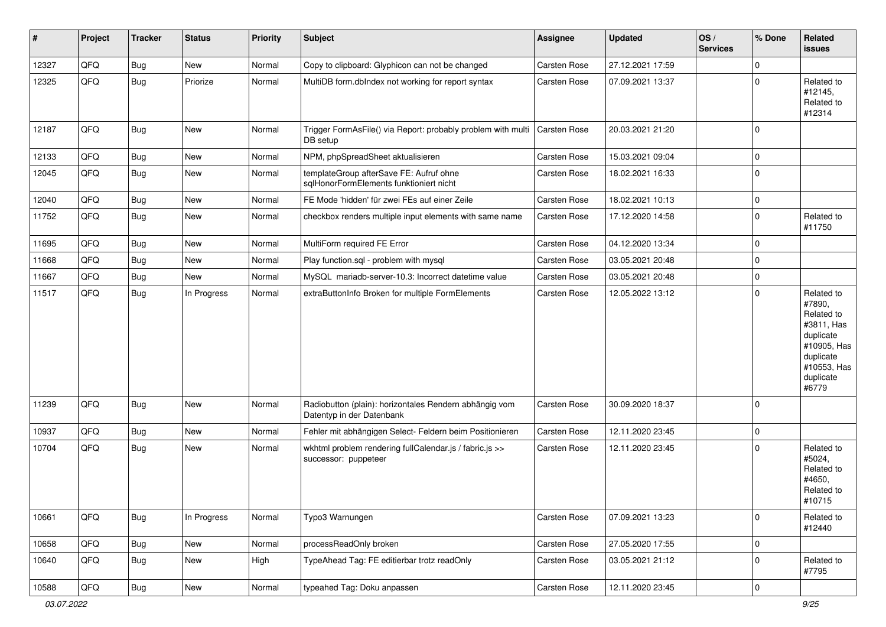| # | Project | Tracker | Status | Priority | Subject | Assignee | Updated | OS / Services | % Done | Related issues |
|---|---|---|---|---|---|---|---|---|---|---|
| 12327 | QFQ | Bug | New | Normal | Copy to clipboard: Glyphicon can not be changed | Carsten Rose | 27.12.2021 17:59 | | 0 | |
| 12325 | QFQ | Bug | Priorize | Normal | MultiDB form.dbIndex not working for report syntax | Carsten Rose | 07.09.2021 13:37 | | 0 | Related to #12145, Related to #12314 |
| 12187 | QFQ | Bug | New | Normal | Trigger FormAsFile() via Report: probably problem with multi DB setup | Carsten Rose | 20.03.2021 21:20 | | 0 | |
| 12133 | QFQ | Bug | New | Normal | NPM, phpSpreadSheet aktualisieren | Carsten Rose | 15.03.2021 09:04 | | 0 | |
| 12045 | QFQ | Bug | New | Normal | templateGroup afterSave FE: Aufruf ohne sqlHonorFormElements funktioniert nicht | Carsten Rose | 18.02.2021 16:33 | | 0 | |
| 12040 | QFQ | Bug | New | Normal | FE Mode 'hidden' für zwei FEs auf einer Zeile | Carsten Rose | 18.02.2021 10:13 | | 0 | |
| 11752 | QFQ | Bug | New | Normal | checkbox renders multiple input elements with same name | Carsten Rose | 17.12.2020 14:58 | | 0 | Related to #11750 |
| 11695 | QFQ | Bug | New | Normal | MultiForm required FE Error | Carsten Rose | 04.12.2020 13:34 | | 0 | |
| 11668 | QFQ | Bug | New | Normal | Play function.sql - problem with mysql | Carsten Rose | 03.05.2021 20:48 | | 0 | |
| 11667 | QFQ | Bug | New | Normal | MySQL mariadb-server-10.3: Incorrect datetime value | Carsten Rose | 03.05.2021 20:48 | | 0 | |
| 11517 | QFQ | Bug | In Progress | Normal | extraButtonInfo Broken for multiple FormElements | Carsten Rose | 12.05.2022 13:12 | | 0 | Related to #7890, Related to #3811, Has duplicate #10905, Has duplicate #10553, Has duplicate #6779 |
| 11239 | QFQ | Bug | New | Normal | Radiobutton (plain): horizontales Rendern abhängig vom Datentyp in der Datenbank | Carsten Rose | 30.09.2020 18:37 | | 0 | |
| 10937 | QFQ | Bug | New | Normal | Fehler mit abhängigen Select- Feldern beim Positionieren | Carsten Rose | 12.11.2020 23:45 | | 0 | |
| 10704 | QFQ | Bug | New | Normal | wkhtml problem rendering fullCalendar.js / fabric.js >> successor: puppeteer | Carsten Rose | 12.11.2020 23:45 | | 0 | Related to #5024, Related to #4650, Related to #10715 |
| 10661 | QFQ | Bug | In Progress | Normal | Typo3 Warnungen | Carsten Rose | 07.09.2021 13:23 | | 0 | Related to #12440 |
| 10658 | QFQ | Bug | New | Normal | processReadOnly broken | Carsten Rose | 27.05.2020 17:55 | | 0 | |
| 10640 | QFQ | Bug | New | High | TypeAhead Tag: FE editierbar trotz readOnly | Carsten Rose | 03.05.2021 21:12 | | 0 | Related to #7795 |
| 10588 | QFQ | Bug | New | Normal | typeahed Tag: Doku anpassen | Carsten Rose | 12.11.2020 23:45 | | 0 | |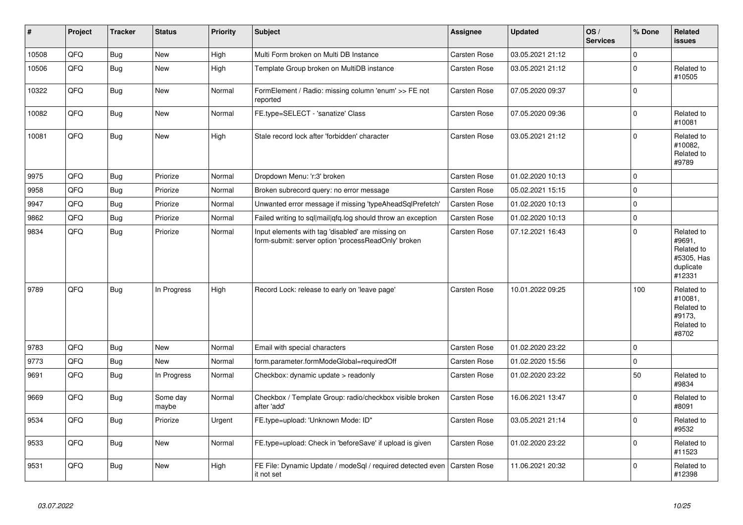| # | Project | Tracker | Status | Priority | Subject | Assignee | Updated | OS / Services | % Done | Related issues |
|---|---|---|---|---|---|---|---|---|---|---|
| 10508 | QFQ | Bug | New | High | Multi Form broken on Multi DB Instance | Carsten Rose | 03.05.2021 21:12 | | 0 | |
| 10506 | QFQ | Bug | New | High | Template Group broken on MultiDB instance | Carsten Rose | 03.05.2021 21:12 | | 0 | Related to #10505 |
| 10322 | QFQ | Bug | New | Normal | FormElement / Radio: missing column 'enum' >> FE not reported | Carsten Rose | 07.05.2020 09:37 | | 0 | |
| 10082 | QFQ | Bug | New | Normal | FE.type=SELECT - 'sanatize' Class | Carsten Rose | 07.05.2020 09:36 | | 0 | Related to #10081 |
| 10081 | QFQ | Bug | New | High | Stale record lock after 'forbidden' character | Carsten Rose | 03.05.2021 21:12 | | 0 | Related to #10082, Related to #9789 |
| 9975 | QFQ | Bug | Priorize | Normal | Dropdown Menu: 'r:3' broken | Carsten Rose | 01.02.2020 10:13 | | 0 | |
| 9958 | QFQ | Bug | Priorize | Normal | Broken subrecord query: no error message | Carsten Rose | 05.02.2021 15:15 | | 0 | |
| 9947 | QFQ | Bug | Priorize | Normal | Unwanted error message if missing 'typeAheadSqlPrefetch' | Carsten Rose | 01.02.2020 10:13 | | 0 | |
| 9862 | QFQ | Bug | Priorize | Normal | Failed writing to sql\|mail\|qfq.log should throw an exception | Carsten Rose | 01.02.2020 10:13 | | 0 | |
| 9834 | QFQ | Bug | Priorize | Normal | Input elements with tag 'disabled' are missing on form-submit: server option 'processReadOnly' broken | Carsten Rose | 07.12.2021 16:43 | | 0 | Related to #9691, Related to #5305, Has duplicate #12331 |
| 9789 | QFQ | Bug | In Progress | High | Record Lock: release to early on 'leave page' | Carsten Rose | 10.01.2022 09:25 | | 100 | Related to #10081, Related to #9173, Related to #8702 |
| 9783 | QFQ | Bug | New | Normal | Email with special characters | Carsten Rose | 01.02.2020 23:22 | | 0 | |
| 9773 | QFQ | Bug | New | Normal | form.parameter.formModeGlobal=requiredOff | Carsten Rose | 01.02.2020 15:56 | | 0 | |
| 9691 | QFQ | Bug | In Progress | Normal | Checkbox: dynamic update > readonly | Carsten Rose | 01.02.2020 23:22 | | 50 | Related to #9834 |
| 9669 | QFQ | Bug | Some day maybe | Normal | Checkbox / Template Group: radio/checkbox visible broken after 'add' | Carsten Rose | 16.06.2021 13:47 | | 0 | Related to #8091 |
| 9534 | QFQ | Bug | Priorize | Urgent | FE.type=upload: 'Unknown Mode: ID" | Carsten Rose | 03.05.2021 21:14 | | 0 | Related to #9532 |
| 9533 | QFQ | Bug | New | Normal | FE.type=upload: Check in 'beforeSave' if upload is given | Carsten Rose | 01.02.2020 23:22 | | 0 | Related to #11523 |
| 9531 | QFQ | Bug | New | High | FE File: Dynamic Update / modeSql / required detected even it not set | Carsten Rose | 11.06.2021 20:32 | | 0 | Related to #12398 |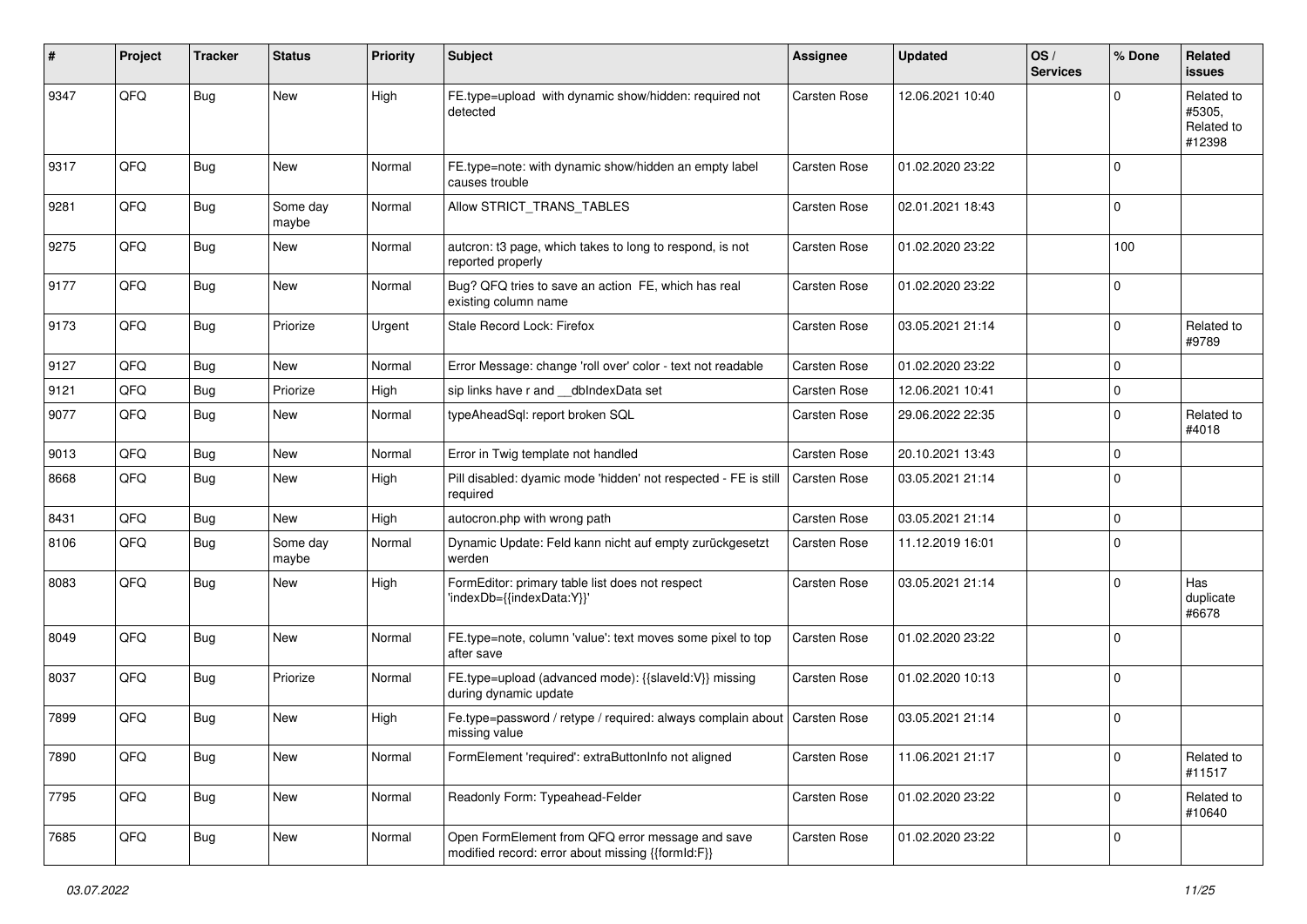| # | Project | Tracker | Status | Priority | Subject | Assignee | Updated | OS / Services | % Done | Related issues |
|---|---|---|---|---|---|---|---|---|---|---|
| 9347 | QFQ | Bug | New | High | FE.type=upload with dynamic show/hidden: required not detected | Carsten Rose | 12.06.2021 10:40 | | 0 | Related to #5305, Related to #12398 |
| 9317 | QFQ | Bug | New | Normal | FE.type=note: with dynamic show/hidden an empty label causes trouble | Carsten Rose | 01.02.2020 23:22 | | 0 | |
| 9281 | QFQ | Bug | Some day maybe | Normal | Allow STRICT_TRANS_TABLES | Carsten Rose | 02.01.2021 18:43 | | 0 | |
| 9275 | QFQ | Bug | New | Normal | autcron: t3 page, which takes to long to respond, is not reported properly | Carsten Rose | 01.02.2020 23:22 | | 100 | |
| 9177 | QFQ | Bug | New | Normal | Bug? QFQ tries to save an action FE, which has real existing column name | Carsten Rose | 01.02.2020 23:22 | | 0 | |
| 9173 | QFQ | Bug | Priorize | Urgent | Stale Record Lock: Firefox | Carsten Rose | 03.05.2021 21:14 | | 0 | Related to #9789 |
| 9127 | QFQ | Bug | New | Normal | Error Message: change 'roll over' color - text not readable | Carsten Rose | 01.02.2020 23:22 | | 0 | |
| 9121 | QFQ | Bug | Priorize | High | sip links have r and __dbIndexData set | Carsten Rose | 12.06.2021 10:41 | | 0 | |
| 9077 | QFQ | Bug | New | Normal | typeAheadSql: report broken SQL | Carsten Rose | 29.06.2022 22:35 | | 0 | Related to #4018 |
| 9013 | QFQ | Bug | New | Normal | Error in Twig template not handled | Carsten Rose | 20.10.2021 13:43 | | 0 | |
| 8668 | QFQ | Bug | New | High | Pill disabled: dyamic mode 'hidden' not respected - FE is still required | Carsten Rose | 03.05.2021 21:14 | | 0 | |
| 8431 | QFQ | Bug | New | High | autocron.php with wrong path | Carsten Rose | 03.05.2021 21:14 | | 0 | |
| 8106 | QFQ | Bug | Some day maybe | Normal | Dynamic Update: Feld kann nicht auf empty zurückgesetzt werden | Carsten Rose | 11.12.2019 16:01 | | 0 | |
| 8083 | QFQ | Bug | New | High | FormEditor: primary table list does not respect 'indexDb={{indexData:Y}}' | Carsten Rose | 03.05.2021 21:14 | | 0 | Has duplicate #6678 |
| 8049 | QFQ | Bug | New | Normal | FE.type=note, column 'value': text moves some pixel to top after save | Carsten Rose | 01.02.2020 23:22 | | 0 | |
| 8037 | QFQ | Bug | Priorize | Normal | FE.type=upload (advanced mode): {{slaveId:V}} missing during dynamic update | Carsten Rose | 01.02.2020 10:13 | | 0 | |
| 7899 | QFQ | Bug | New | High | Fe.type=password / retype / required: always complain about missing value | Carsten Rose | 03.05.2021 21:14 | | 0 | |
| 7890 | QFQ | Bug | New | Normal | FormElement 'required': extraButtonInfo not aligned | Carsten Rose | 11.06.2021 21:17 | | 0 | Related to #11517 |
| 7795 | QFQ | Bug | New | Normal | Readonly Form: Typeahead-Felder | Carsten Rose | 01.02.2020 23:22 | | 0 | Related to #10640 |
| 7685 | QFQ | Bug | New | Normal | Open FormElement from QFQ error message and save modified record: error about missing {{formId:F}} | Carsten Rose | 01.02.2020 23:22 | | 0 | |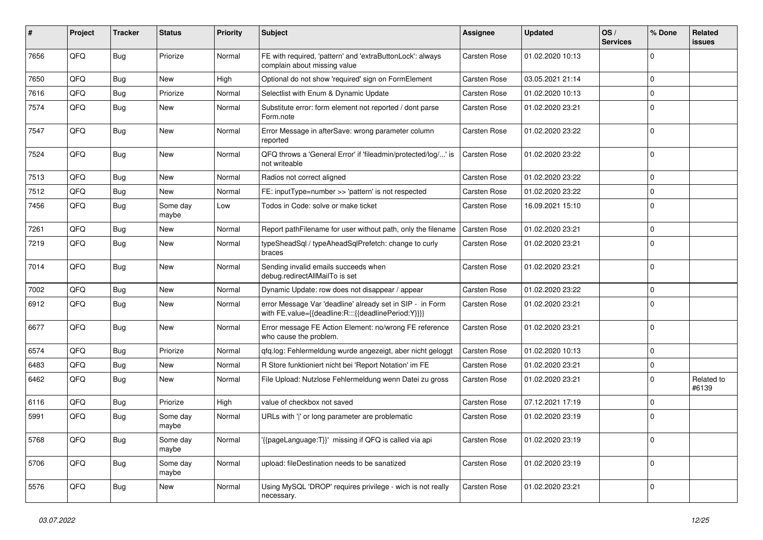| # | Project | Tracker | Status | Priority | Subject | Assignee | Updated | OS / Services | % Done | Related issues |
|---|---|---|---|---|---|---|---|---|---|---|
| 7656 | QFQ | Bug | Priorize | Normal | FE with required, 'pattern' and 'extraButtonLock': always complain about missing value | Carsten Rose | 01.02.2020 10:13 | | 0 | |
| 7650 | QFQ | Bug | New | High | Optional do not show 'required' sign on FormElement | Carsten Rose | 03.05.2021 21:14 | | 0 | |
| 7616 | QFQ | Bug | Priorize | Normal | Selectlist with Enum & Dynamic Update | Carsten Rose | 01.02.2020 10:13 | | 0 | |
| 7574 | QFQ | Bug | New | Normal | Substitute error: form element not reported / dont parse Form.note | Carsten Rose | 01.02.2020 23:21 | | 0 | |
| 7547 | QFQ | Bug | New | Normal | Error Message in afterSave: wrong parameter column reported | Carsten Rose | 01.02.2020 23:22 | | 0 | |
| 7524 | QFQ | Bug | New | Normal | QFQ throws a 'General Error' if 'fileadmin/protected/log/...' is not writeable | Carsten Rose | 01.02.2020 23:22 | | 0 | |
| 7513 | QFQ | Bug | New | Normal | Radios not correct aligned | Carsten Rose | 01.02.2020 23:22 | | 0 | |
| 7512 | QFQ | Bug | New | Normal | FE: inputType=number >> 'pattern' is not respected | Carsten Rose | 01.02.2020 23:22 | | 0 | |
| 7456 | QFQ | Bug | Some day maybe | Low | Todos in Code: solve or make ticket | Carsten Rose | 16.09.2021 15:10 | | 0 | |
| 7261 | QFQ | Bug | New | Normal | Report pathFilename for user without path, only the filename | Carsten Rose | 01.02.2020 23:21 | | 0 | |
| 7219 | QFQ | Bug | New | Normal | typeSheadSql / typeAheadSqlPrefetch: change to curly braces | Carsten Rose | 01.02.2020 23:21 | | 0 | |
| 7014 | QFQ | Bug | New | Normal | Sending invalid emails succeeds when debug.redirectAllMailTo is set | Carsten Rose | 01.02.2020 23:21 | | 0 | |
| 7002 | QFQ | Bug | New | Normal | Dynamic Update: row does not disappear / appear | Carsten Rose | 01.02.2020 23:22 | | 0 | |
| 6912 | QFQ | Bug | New | Normal | error Message Var 'deadline' already set in SIP - in Form with FE.value={{deadline:R:::{{deadlinePeriod:Y}}}} | Carsten Rose | 01.02.2020 23:21 | | 0 | |
| 6677 | QFQ | Bug | New | Normal | Error message FE Action Element: no/wrong FE reference who cause the problem. | Carsten Rose | 01.02.2020 23:21 | | 0 | |
| 6574 | QFQ | Bug | Priorize | Normal | qfq.log: Fehlermeldung wurde angezeigt, aber nicht geloggt | Carsten Rose | 01.02.2020 10:13 | | 0 | |
| 6483 | QFQ | Bug | New | Normal | R Store funktioniert nicht bei 'Report Notation' im FE | Carsten Rose | 01.02.2020 23:21 | | 0 | |
| 6462 | QFQ | Bug | New | Normal | File Upload: Nutzlose Fehlermeldung wenn Datei zu gross | Carsten Rose | 01.02.2020 23:21 | | 0 | Related to #6139 |
| 6116 | QFQ | Bug | Priorize | High | value of checkbox not saved | Carsten Rose | 07.12.2021 17:19 | | 0 | |
| 5991 | QFQ | Bug | Some day maybe | Normal | URLs with '\|' or long parameter are problematic | Carsten Rose | 01.02.2020 23:19 | | 0 | |
| 5768 | QFQ | Bug | Some day maybe | Normal | '{{pageLanguage:T}}' missing if QFQ is called via api | Carsten Rose | 01.02.2020 23:19 | | 0 | |
| 5706 | QFQ | Bug | Some day maybe | Normal | upload: fileDestination needs to be sanatized | Carsten Rose | 01.02.2020 23:19 | | 0 | |
| 5576 | QFQ | Bug | New | Normal | Using MySQL 'DROP' requires privilege - wich is not really necessary. | Carsten Rose | 01.02.2020 23:21 | | 0 | |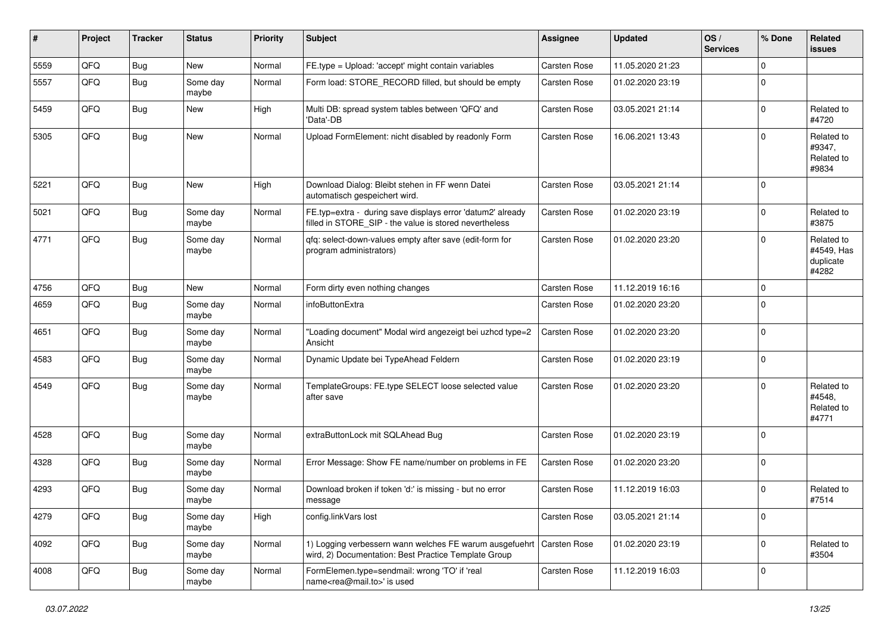| # | Project | Tracker | Status | Priority | Subject | Assignee | Updated | OS / Services | % Done | Related issues |
|---|---|---|---|---|---|---|---|---|---|---|
| 5559 | QFQ | Bug | New | Normal | FE.type = Upload: 'accept' might contain variables | Carsten Rose | 11.05.2020 21:23 | | 0 | |
| 5557 | QFQ | Bug | Some day maybe | Normal | Form load: STORE_RECORD filled, but should be empty | Carsten Rose | 01.02.2020 23:19 | | 0 | |
| 5459 | QFQ | Bug | New | High | Multi DB: spread system tables between 'QFQ' and 'Data'-DB | Carsten Rose | 03.05.2021 21:14 | | 0 | Related to #4720 |
| 5305 | QFQ | Bug | New | Normal | Upload FormElement: nicht disabled by readonly Form | Carsten Rose | 16.06.2021 13:43 | | 0 | Related to #9347, Related to #9834 |
| 5221 | QFQ | Bug | New | High | Download Dialog: Bleibt stehen in FF wenn Datei automatisch gespeichert wird. | Carsten Rose | 03.05.2021 21:14 | | 0 | |
| 5021 | QFQ | Bug | Some day maybe | Normal | FE.typ=extra - during save displays error 'datum2' already filled in STORE_SIP - the value is stored nevertheless | Carsten Rose | 01.02.2020 23:19 | | 0 | Related to #3875 |
| 4771 | QFQ | Bug | Some day maybe | Normal | qfq: select-down-values empty after save (edit-form for program administrators) | Carsten Rose | 01.02.2020 23:20 | | 0 | Related to #4549, Has duplicate #4282 |
| 4756 | QFQ | Bug | New | Normal | Form dirty even nothing changes | Carsten Rose | 11.12.2019 16:16 | | 0 | |
| 4659 | QFQ | Bug | Some day maybe | Normal | infoButtonExtra | Carsten Rose | 01.02.2020 23:20 | | 0 | |
| 4651 | QFQ | Bug | Some day maybe | Normal | "Loading document" Modal wird angezeigt bei uzhcd type=2 Ansicht | Carsten Rose | 01.02.2020 23:20 | | 0 | |
| 4583 | QFQ | Bug | Some day maybe | Normal | Dynamic Update bei TypeAhead Feldern | Carsten Rose | 01.02.2020 23:19 | | 0 | |
| 4549 | QFQ | Bug | Some day maybe | Normal | TemplateGroups: FE.type SELECT loose selected value after save | Carsten Rose | 01.02.2020 23:20 | | 0 | Related to #4548, Related to #4771 |
| 4528 | QFQ | Bug | Some day maybe | Normal | extraButtonLock mit SQLAhead Bug | Carsten Rose | 01.02.2020 23:19 | | 0 | |
| 4328 | QFQ | Bug | Some day maybe | Normal | Error Message: Show FE name/number on problems in FE | Carsten Rose | 01.02.2020 23:20 | | 0 | |
| 4293 | QFQ | Bug | Some day maybe | Normal | Download broken if token 'd:' is missing - but no error message | Carsten Rose | 11.12.2019 16:03 | | 0 | Related to #7514 |
| 4279 | QFQ | Bug | Some day maybe | High | config.linkVars lost | Carsten Rose | 03.05.2021 21:14 | | 0 | |
| 4092 | QFQ | Bug | Some day maybe | Normal | 1) Logging verbessern wann welches FE warum ausgefuehrt wird, 2) Documentation: Best Practice Template Group | Carsten Rose | 01.02.2020 23:19 | | 0 | Related to #3504 |
| 4008 | QFQ | Bug | Some day maybe | Normal | FormElemen.type=sendmail: wrong 'TO' if 'real name<rea@mail.to>' is used | Carsten Rose | 11.12.2019 16:03 | | 0 | |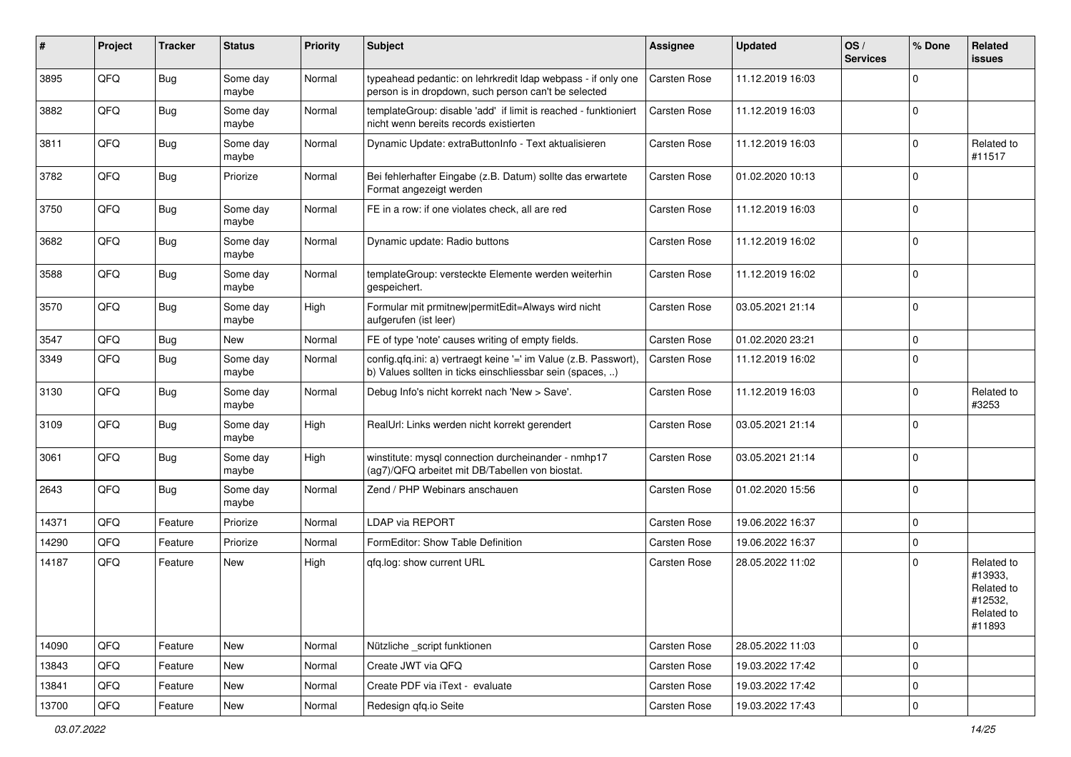| # | Project | Tracker | Status | Priority | Subject | Assignee | Updated | OS / Services | % Done | Related issues |
|---|---|---|---|---|---|---|---|---|---|---|
| 3895 | QFQ | Bug | Some day maybe | Normal | typeahead pedantic: on lehrkredit ldap webpass - if only one person is in dropdown, such person can't be selected | Carsten Rose | 11.12.2019 16:03 | | 0 | |
| 3882 | QFQ | Bug | Some day maybe | Normal | templateGroup: disable 'add' if limit is reached - funktioniert nicht wenn bereits records existierten | Carsten Rose | 11.12.2019 16:03 | | 0 | |
| 3811 | QFQ | Bug | Some day maybe | Normal | Dynamic Update: extraButtonInfo - Text aktualisieren | Carsten Rose | 11.12.2019 16:03 | | 0 | Related to #11517 |
| 3782 | QFQ | Bug | Priorize | Normal | Bei fehlerhafter Eingabe (z.B. Datum) sollte das erwartete Format angezeigt werden | Carsten Rose | 01.02.2020 10:13 | | 0 | |
| 3750 | QFQ | Bug | Some day maybe | Normal | FE in a row: if one violates check, all are red | Carsten Rose | 11.12.2019 16:03 | | 0 | |
| 3682 | QFQ | Bug | Some day maybe | Normal | Dynamic update: Radio buttons | Carsten Rose | 11.12.2019 16:02 | | 0 | |
| 3588 | QFQ | Bug | Some day maybe | Normal | templateGroup: versteckte Elemente werden weiterhin gespeichert. | Carsten Rose | 11.12.2019 16:02 | | 0 | |
| 3570 | QFQ | Bug | Some day maybe | High | Formular mit prmitnew\|permitEdit=Always wird nicht aufgerufen (ist leer) | Carsten Rose | 03.05.2021 21:14 | | 0 | |
| 3547 | QFQ | Bug | New | Normal | FE of type 'note' causes writing of empty fields. | Carsten Rose | 01.02.2020 23:21 | | 0 | |
| 3349 | QFQ | Bug | Some day maybe | Normal | config.qfq.ini: a) vertraegt keine '=' im Value (z.B. Passwort), b) Values sollten in ticks einschliessbar sein (spaces, ..) | Carsten Rose | 11.12.2019 16:02 | | 0 | |
| 3130 | QFQ | Bug | Some day maybe | Normal | Debug Info's nicht korrekt nach 'New > Save'. | Carsten Rose | 11.12.2019 16:03 | | 0 | Related to #3253 |
| 3109 | QFQ | Bug | Some day maybe | High | RealUrl: Links werden nicht korrekt gerendert | Carsten Rose | 03.05.2021 21:14 | | 0 | |
| 3061 | QFQ | Bug | Some day maybe | High | winstitute: mysql connection durcheinander - nmhp17 (ag7)/QFQ arbeitet mit DB/Tabellen von biostat. | Carsten Rose | 03.05.2021 21:14 | | 0 | |
| 2643 | QFQ | Bug | Some day maybe | Normal | Zend / PHP Webinars anschauen | Carsten Rose | 01.02.2020 15:56 | | 0 | |
| 14371 | QFQ | Feature | Priorize | Normal | LDAP via REPORT | Carsten Rose | 19.06.2022 16:37 | | 0 | |
| 14290 | QFQ | Feature | Priorize | Normal | FormEditor: Show Table Definition | Carsten Rose | 19.06.2022 16:37 | | 0 | |
| 14187 | QFQ | Feature | New | High | qfq.log: show current URL | Carsten Rose | 28.05.2022 11:02 | | 0 | Related to #13933, Related to #12532, Related to #11893 |
| 14090 | QFQ | Feature | New | Normal | Nützliche _script funktionen | Carsten Rose | 28.05.2022 11:03 | | 0 | |
| 13843 | QFQ | Feature | New | Normal | Create JWT via QFQ | Carsten Rose | 19.03.2022 17:42 | | 0 | |
| 13841 | QFQ | Feature | New | Normal | Create PDF via iText - evaluate | Carsten Rose | 19.03.2022 17:42 | | 0 | |
| 13700 | QFQ | Feature | New | Normal | Redesign qfq.io Seite | Carsten Rose | 19.03.2022 17:43 | | 0 | |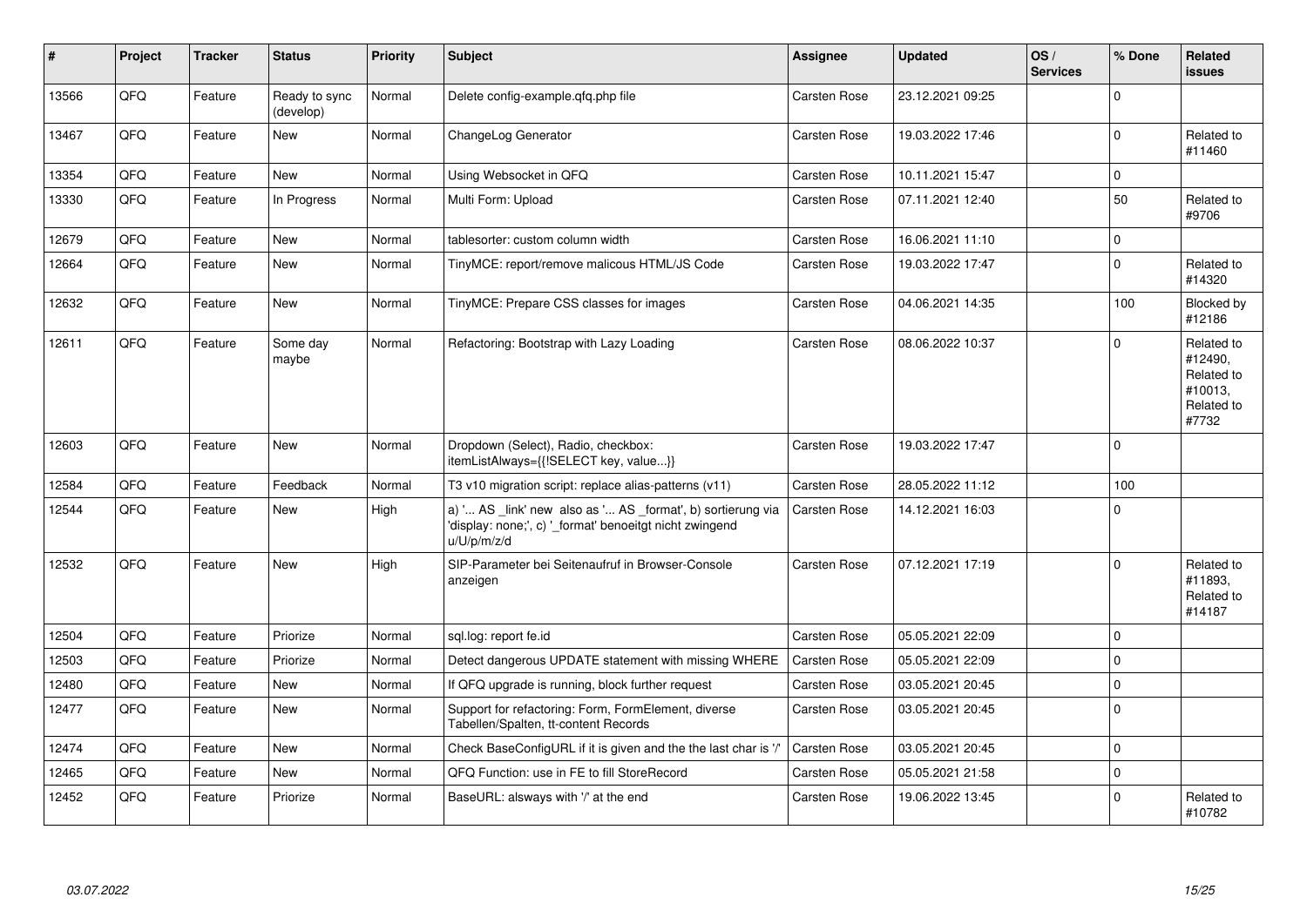| # | Project | Tracker | Status | Priority | Subject | Assignee | Updated | OS / Services | % Done | Related issues |
|---|---|---|---|---|---|---|---|---|---|---|
| 13566 | QFQ | Feature | Ready to sync (develop) | Normal | Delete config-example.qfq.php file | Carsten Rose | 23.12.2021 09:25 | | 0 | |
| 13467 | QFQ | Feature | New | Normal | ChangeLog Generator | Carsten Rose | 19.03.2022 17:46 | | 0 | Related to #11460 |
| 13354 | QFQ | Feature | New | Normal | Using Websocket in QFQ | Carsten Rose | 10.11.2021 15:47 | | 0 | |
| 13330 | QFQ | Feature | In Progress | Normal | Multi Form: Upload | Carsten Rose | 07.11.2021 12:40 | | 50 | Related to #9706 |
| 12679 | QFQ | Feature | New | Normal | tablesorter: custom column width | Carsten Rose | 16.06.2021 11:10 | | 0 | |
| 12664 | QFQ | Feature | New | Normal | TinyMCE: report/remove malicous HTML/JS Code | Carsten Rose | 19.03.2022 17:47 | | 0 | Related to #14320 |
| 12632 | QFQ | Feature | New | Normal | TinyMCE: Prepare CSS classes for images | Carsten Rose | 04.06.2021 14:35 | | 100 | Blocked by #12186 |
| 12611 | QFQ | Feature | Some day maybe | Normal | Refactoring: Bootstrap with Lazy Loading | Carsten Rose | 08.06.2022 10:37 | | 0 | Related to #12490, Related to #10013, Related to #7732 |
| 12603 | QFQ | Feature | New | Normal | Dropdown (Select), Radio, checkbox: itemListAlways={{!SELECT key, value...}} | Carsten Rose | 19.03.2022 17:47 | | 0 | |
| 12584 | QFQ | Feature | Feedback | Normal | T3 v10 migration script: replace alias-patterns (v11) | Carsten Rose | 28.05.2022 11:12 | | 100 | |
| 12544 | QFQ | Feature | New | High | a) '... AS _link' new also as '... AS _format', b) sortierung via 'display: none;', c) '_format' benoeitgt nicht zwingend u/U/p/m/z/d | Carsten Rose | 14.12.2021 16:03 | | 0 | |
| 12532 | QFQ | Feature | New | High | SIP-Parameter bei Seitenaufruf in Browser-Console anzeigen | Carsten Rose | 07.12.2021 17:19 | | 0 | Related to #11893, Related to #14187 |
| 12504 | QFQ | Feature | Priorize | Normal | sql.log: report fe.id | Carsten Rose | 05.05.2021 22:09 | | 0 | |
| 12503 | QFQ | Feature | Priorize | Normal | Detect dangerous UPDATE statement with missing WHERE | Carsten Rose | 05.05.2021 22:09 | | 0 | |
| 12480 | QFQ | Feature | New | Normal | If QFQ upgrade is running, block further request | Carsten Rose | 03.05.2021 20:45 | | 0 | |
| 12477 | QFQ | Feature | New | Normal | Support for refactoring: Form, FormElement, diverse Tabellen/Spalten, tt-content Records | Carsten Rose | 03.05.2021 20:45 | | 0 | |
| 12474 | QFQ | Feature | New | Normal | Check BaseConfigURL if it is given and the the last char is '/' | Carsten Rose | 03.05.2021 20:45 | | 0 | |
| 12465 | QFQ | Feature | New | Normal | QFQ Function: use in FE to fill StoreRecord | Carsten Rose | 05.05.2021 21:58 | | 0 | |
| 12452 | QFQ | Feature | Priorize | Normal | BaseURL: alsways with '/' at the end | Carsten Rose | 19.06.2022 13:45 | | 0 | Related to #10782 |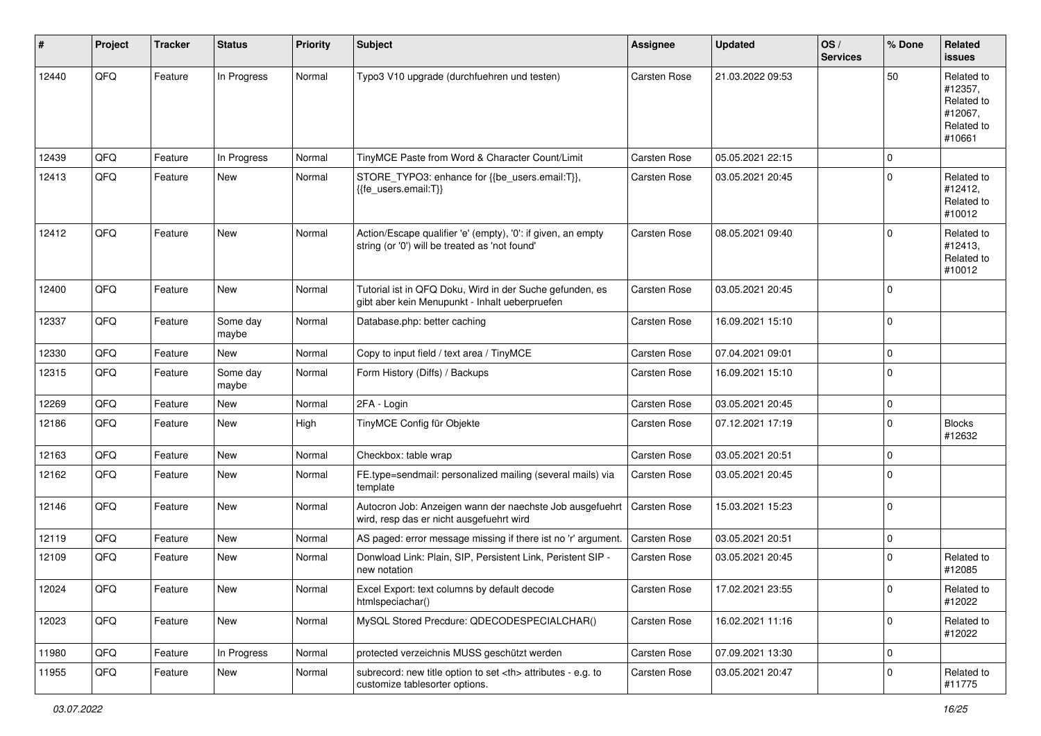| # | Project | Tracker | Status | Priority | Subject | Assignee | Updated | OS / Services | % Done | Related issues |
|---|---|---|---|---|---|---|---|---|---|---|
| 12440 | QFQ | Feature | In Progress | Normal | Typo3 V10 upgrade (durchfuehren und testen) | Carsten Rose | 21.03.2022 09:53 | | 50 | Related to #12357, Related to #12067, Related to #10661 |
| 12439 | QFQ | Feature | In Progress | Normal | TinyMCE Paste from Word & Character Count/Limit | Carsten Rose | 05.05.2021 22:15 | | 0 | |
| 12413 | QFQ | Feature | New | Normal | STORE_TYPO3: enhance for {{be_users.email:T}}, {{fe_users.email:T}} | Carsten Rose | 03.05.2021 20:45 | | 0 | Related to #12412, Related to #10012 |
| 12412 | QFQ | Feature | New | Normal | Action/Escape qualifier 'e' (empty), '0': if given, an empty string (or '0') will be treated as 'not found' | Carsten Rose | 08.05.2021 09:40 | | 0 | Related to #12413, Related to #10012 |
| 12400 | QFQ | Feature | New | Normal | Tutorial ist in QFQ Doku, Wird in der Suche gefunden, es gibt aber kein Menupunkt - Inhalt ueberpruefen | Carsten Rose | 03.05.2021 20:45 | | 0 | |
| 12337 | QFQ | Feature | Some day maybe | Normal | Database.php: better caching | Carsten Rose | 16.09.2021 15:10 | | 0 | |
| 12330 | QFQ | Feature | New | Normal | Copy to input field / text area / TinyMCE | Carsten Rose | 07.04.2021 09:01 | | 0 | |
| 12315 | QFQ | Feature | Some day maybe | Normal | Form History (Diffs) / Backups | Carsten Rose | 16.09.2021 15:10 | | 0 | |
| 12269 | QFQ | Feature | New | Normal | 2FA - Login | Carsten Rose | 03.05.2021 20:45 | | 0 | |
| 12186 | QFQ | Feature | New | High | TinyMCE Config für Objekte | Carsten Rose | 07.12.2021 17:19 | | 0 | Blocks #12632 |
| 12163 | QFQ | Feature | New | Normal | Checkbox: table wrap | Carsten Rose | 03.05.2021 20:51 | | 0 | |
| 12162 | QFQ | Feature | New | Normal | FE.type=sendmail: personalized mailing (several mails) via template | Carsten Rose | 03.05.2021 20:45 | | 0 | |
| 12146 | QFQ | Feature | New | Normal | Autocron Job: Anzeigen wann der naechste Job ausgefuehrt wird, resp das er nicht ausgefuehrt wird | Carsten Rose | 15.03.2021 15:23 | | 0 | |
| 12119 | QFQ | Feature | New | Normal | AS paged: error message missing if there ist no 'r' argument. | Carsten Rose | 03.05.2021 20:51 | | 0 | |
| 12109 | QFQ | Feature | New | Normal | Donwload Link: Plain, SIP, Persistent Link, Peristent SIP - new notation | Carsten Rose | 03.05.2021 20:45 | | 0 | Related to #12085 |
| 12024 | QFQ | Feature | New | Normal | Excel Export: text columns by default decode htmlspeciachar() | Carsten Rose | 17.02.2021 23:55 | | 0 | Related to #12022 |
| 12023 | QFQ | Feature | New | Normal | MySQL Stored Precdure: QDECODESPECIALCHAR() | Carsten Rose | 16.02.2021 11:16 | | 0 | Related to #12022 |
| 11980 | QFQ | Feature | In Progress | Normal | protected verzeichnis MUSS geschützt werden | Carsten Rose | 07.09.2021 13:30 | | 0 | |
| 11955 | QFQ | Feature | New | Normal | subrecord: new title option to set <th> attributes - e.g. to customize tablesorter options. | Carsten Rose | 03.05.2021 20:47 | | 0 | Related to #11775 |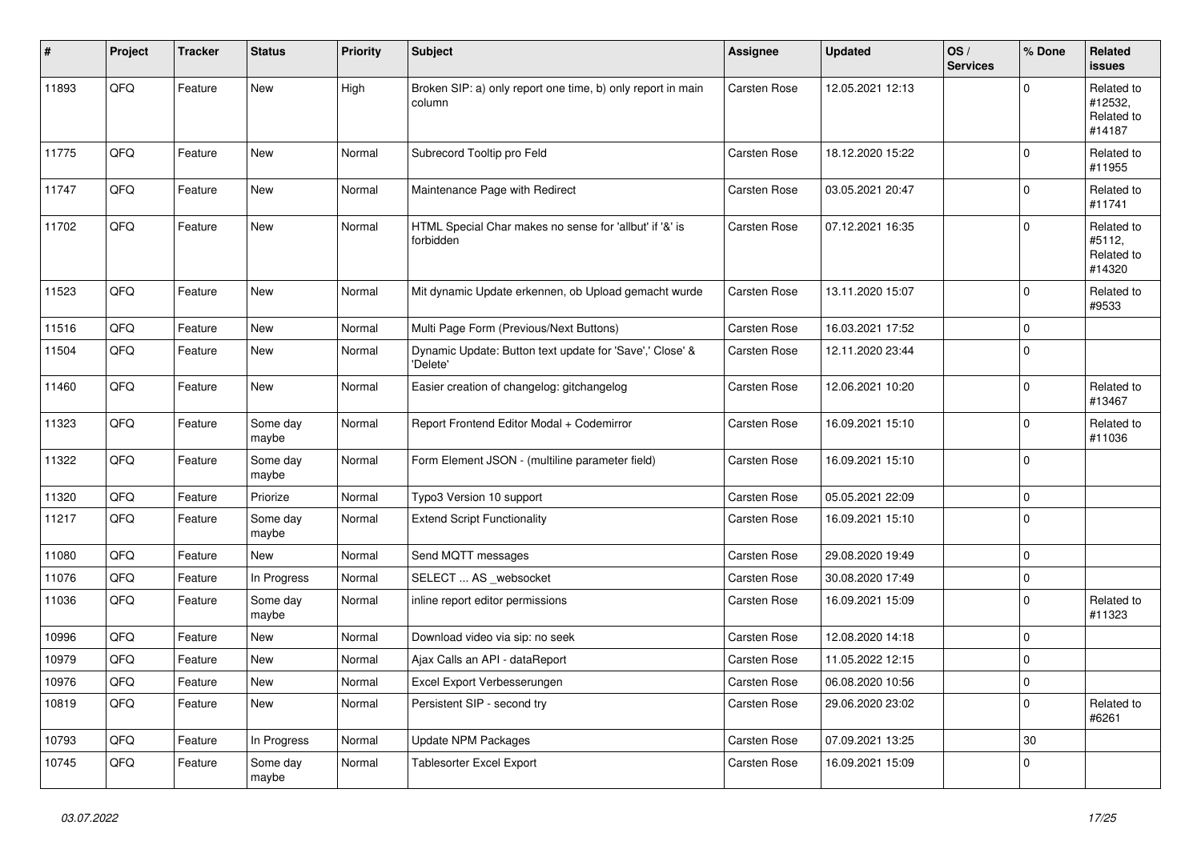| # | Project | Tracker | Status | Priority | Subject | Assignee | Updated | OS / Services | % Done | Related issues |
|---|---|---|---|---|---|---|---|---|---|---|
| 11893 | QFQ | Feature | New | High | Broken SIP: a) only report one time, b) only report in main column | Carsten Rose | 12.05.2021 12:13 | | 0 | Related to #12532, Related to #14187 |
| 11775 | QFQ | Feature | New | Normal | Subrecord Tooltip pro Feld | Carsten Rose | 18.12.2020 15:22 | | 0 | Related to #11955 |
| 11747 | QFQ | Feature | New | Normal | Maintenance Page with Redirect | Carsten Rose | 03.05.2021 20:47 | | 0 | Related to #11741 |
| 11702 | QFQ | Feature | New | Normal | HTML Special Char makes no sense for 'allbut' if '&' is forbidden | Carsten Rose | 07.12.2021 16:35 | | 0 | Related to #5112, Related to #14320 |
| 11523 | QFQ | Feature | New | Normal | Mit dynamic Update erkennen, ob Upload gemacht wurde | Carsten Rose | 13.11.2020 15:07 | | 0 | Related to #9533 |
| 11516 | QFQ | Feature | New | Normal | Multi Page Form (Previous/Next Buttons) | Carsten Rose | 16.03.2021 17:52 | | 0 | |
| 11504 | QFQ | Feature | New | Normal | Dynamic Update: Button text update for 'Save',' Close' & 'Delete' | Carsten Rose | 12.11.2020 23:44 | | 0 | |
| 11460 | QFQ | Feature | New | Normal | Easier creation of changelog: gitchangelog | Carsten Rose | 12.06.2021 10:20 | | 0 | Related to #13467 |
| 11323 | QFQ | Feature | Some day maybe | Normal | Report Frontend Editor Modal + Codemirror | Carsten Rose | 16.09.2021 15:10 | | 0 | Related to #11036 |
| 11322 | QFQ | Feature | Some day maybe | Normal | Form Element JSON - (multiline parameter field) | Carsten Rose | 16.09.2021 15:10 | | 0 | |
| 11320 | QFQ | Feature | Priorize | Normal | Typo3 Version 10 support | Carsten Rose | 05.05.2021 22:09 | | 0 | |
| 11217 | QFQ | Feature | Some day maybe | Normal | Extend Script Functionality | Carsten Rose | 16.09.2021 15:10 | | 0 | |
| 11080 | QFQ | Feature | New | Normal | Send MQTT messages | Carsten Rose | 29.08.2020 19:49 | | 0 | |
| 11076 | QFQ | Feature | In Progress | Normal | SELECT ... AS _websocket | Carsten Rose | 30.08.2020 17:49 | | 0 | |
| 11036 | QFQ | Feature | Some day maybe | Normal | inline report editor permissions | Carsten Rose | 16.09.2021 15:09 | | 0 | Related to #11323 |
| 10996 | QFQ | Feature | New | Normal | Download video via sip: no seek | Carsten Rose | 12.08.2020 14:18 | | 0 | |
| 10979 | QFQ | Feature | New | Normal | Ajax Calls an API - dataReport | Carsten Rose | 11.05.2022 12:15 | | 0 | |
| 10976 | QFQ | Feature | New | Normal | Excel Export Verbesserungen | Carsten Rose | 06.08.2020 10:56 | | 0 | |
| 10819 | QFQ | Feature | New | Normal | Persistent SIP - second try | Carsten Rose | 29.06.2020 23:02 | | 0 | Related to #6261 |
| 10793 | QFQ | Feature | In Progress | Normal | Update NPM Packages | Carsten Rose | 07.09.2021 13:25 | | 30 | |
| 10745 | QFQ | Feature | Some day maybe | Normal | Tablesorter Excel Export | Carsten Rose | 16.09.2021 15:09 | | 0 | |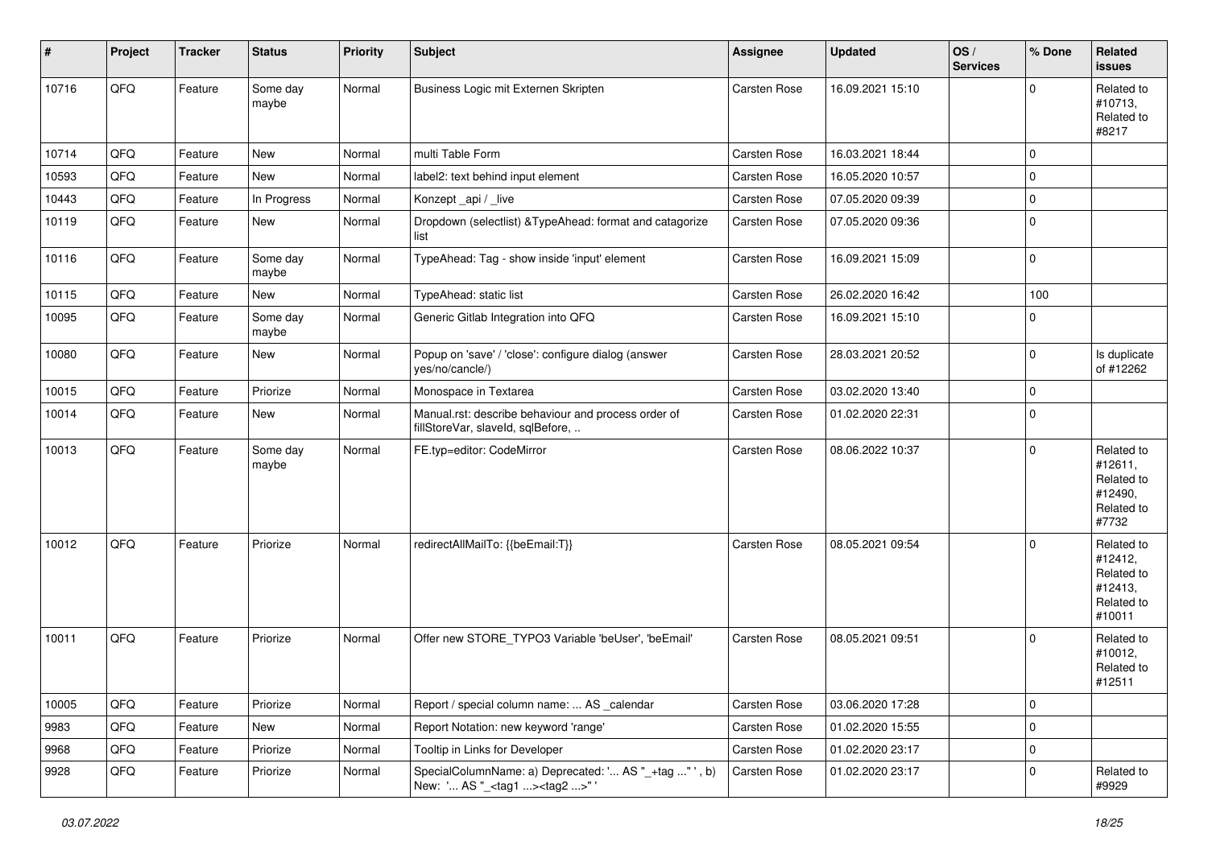| # | Project | Tracker | Status | Priority | Subject | Assignee | Updated | OS / Services | % Done | Related issues |
|---|---|---|---|---|---|---|---|---|---|---|
| 10716 | QFQ | Feature | Some day maybe | Normal | Business Logic mit Externen Skripten | Carsten Rose | 16.09.2021 15:10 | | 0 | Related to #10713, Related to #8217 |
| 10714 | QFQ | Feature | New | Normal | multi Table Form | Carsten Rose | 16.03.2021 18:44 | | 0 | |
| 10593 | QFQ | Feature | New | Normal | label2: text behind input element | Carsten Rose | 16.05.2020 10:57 | | 0 | |
| 10443 | QFQ | Feature | In Progress | Normal | Konzept _api / _live | Carsten Rose | 07.05.2020 09:39 | | 0 | |
| 10119 | QFQ | Feature | New | Normal | Dropdown (selectlist) &TypeAhead: format and catagorize list | Carsten Rose | 07.05.2020 09:36 | | 0 | |
| 10116 | QFQ | Feature | Some day maybe | Normal | TypeAhead: Tag - show inside 'input' element | Carsten Rose | 16.09.2021 15:09 | | 0 | |
| 10115 | QFQ | Feature | New | Normal | TypeAhead: static list | Carsten Rose | 26.02.2020 16:42 | | 100 | |
| 10095 | QFQ | Feature | Some day maybe | Normal | Generic Gitlab Integration into QFQ | Carsten Rose | 16.09.2021 15:10 | | 0 | |
| 10080 | QFQ | Feature | New | Normal | Popup on 'save' / 'close': configure dialog (answer yes/no/cancle/) | Carsten Rose | 28.03.2021 20:52 | | 0 | Is duplicate of #12262 |
| 10015 | QFQ | Feature | Priorize | Normal | Monospace in Textarea | Carsten Rose | 03.02.2020 13:40 | | 0 | |
| 10014 | QFQ | Feature | New | Normal | Manual.rst: describe behaviour and process order of fillStoreVar, slaveId, sqlBefore, .. | Carsten Rose | 01.02.2020 22:31 | | 0 | |
| 10013 | QFQ | Feature | Some day maybe | Normal | FE.typ=editor: CodeMirror | Carsten Rose | 08.06.2022 10:37 | | 0 | Related to #12611, Related to #12490, Related to #7732 |
| 10012 | QFQ | Feature | Priorize | Normal | redirectAllMailTo: {{beEmail:T}} | Carsten Rose | 08.05.2021 09:54 | | 0 | Related to #12412, Related to #12413, Related to #10011 |
| 10011 | QFQ | Feature | Priorize | Normal | Offer new STORE_TYPO3 Variable 'beUser', 'beEmail' | Carsten Rose | 08.05.2021 09:51 | | 0 | Related to #10012, Related to #12511 |
| 10005 | QFQ | Feature | Priorize | Normal | Report / special column name: ... AS _calendar | Carsten Rose | 03.06.2020 17:28 | | 0 | |
| 9983 | QFQ | Feature | New | Normal | Report Notation: new keyword 'range' | Carsten Rose | 01.02.2020 15:55 | | 0 | |
| 9968 | QFQ | Feature | Priorize | Normal | Tooltip in Links for Developer | Carsten Rose | 01.02.2020 23:17 | | 0 | |
| 9928 | QFQ | Feature | Priorize | Normal | SpecialColumnName: a) Deprecated: '... AS "_+tag ..." ', b) New: '... AS "_<tag1 ...><tag2 ...>" ' | Carsten Rose | 01.02.2020 23:17 | | 0 | Related to #9929 |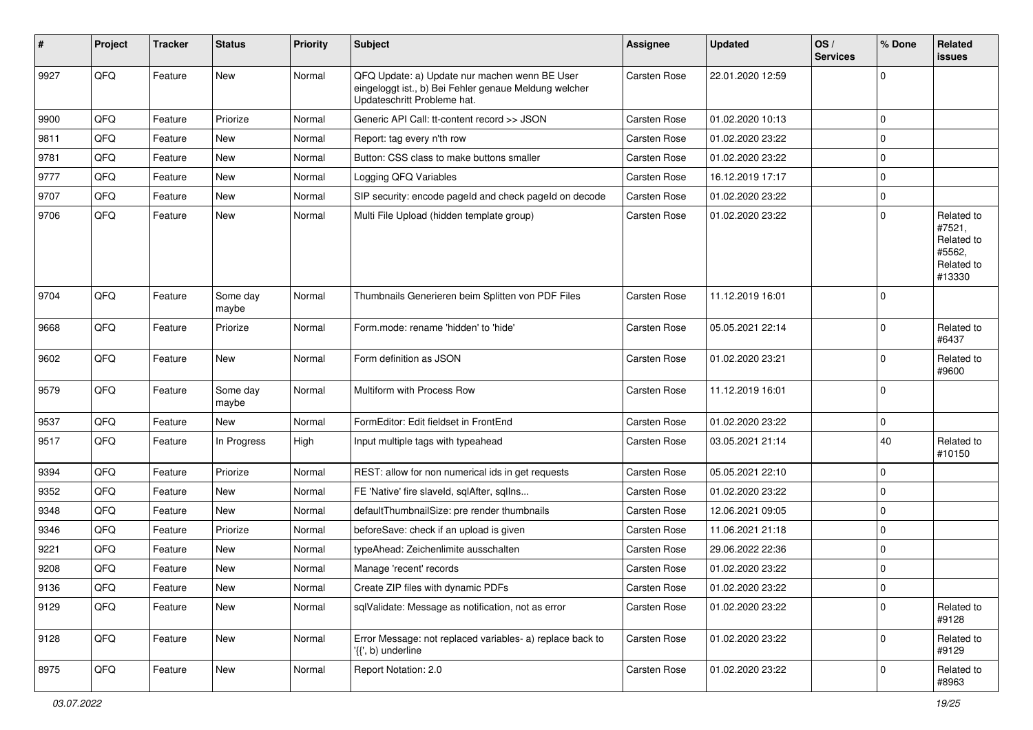| # | Project | Tracker | Status | Priority | Subject | Assignee | Updated | OS / Services | % Done | Related issues |
|---|---|---|---|---|---|---|---|---|---|---|
| 9927 | QFQ | Feature | New | Normal | QFQ Update: a) Update nur machen wenn BE User eingeloggt ist., b) Bei Fehler genaue Meldung welcher Updateschritt Probleme hat. | Carsten Rose | 22.01.2020 12:59 | | 0 | |
| 9900 | QFQ | Feature | Priorize | Normal | Generic API Call: tt-content record >> JSON | Carsten Rose | 01.02.2020 10:13 | | 0 | |
| 9811 | QFQ | Feature | New | Normal | Report: tag every n'th row | Carsten Rose | 01.02.2020 23:22 | | 0 | |
| 9781 | QFQ | Feature | New | Normal | Button: CSS class to make buttons smaller | Carsten Rose | 01.02.2020 23:22 | | 0 | |
| 9777 | QFQ | Feature | New | Normal | Logging QFQ Variables | Carsten Rose | 16.12.2019 17:17 | | 0 | |
| 9707 | QFQ | Feature | New | Normal | SIP security: encode pageId and check pageId on decode | Carsten Rose | 01.02.2020 23:22 | | 0 | |
| 9706 | QFQ | Feature | New | Normal | Multi File Upload (hidden template group) | Carsten Rose | 01.02.2020 23:22 | | 0 | Related to #7521, Related to #5562, Related to #13330 |
| 9704 | QFQ | Feature | Some day maybe | Normal | Thumbnails Generieren beim Splitten von PDF Files | Carsten Rose | 11.12.2019 16:01 | | 0 | |
| 9668 | QFQ | Feature | Priorize | Normal | Form.mode: rename 'hidden' to 'hide' | Carsten Rose | 05.05.2021 22:14 | | 0 | Related to #6437 |
| 9602 | QFQ | Feature | New | Normal | Form definition as JSON | Carsten Rose | 01.02.2020 23:21 | | 0 | Related to #9600 |
| 9579 | QFQ | Feature | Some day maybe | Normal | Multiform with Process Row | Carsten Rose | 11.12.2019 16:01 | | 0 | |
| 9537 | QFQ | Feature | New | Normal | FormEditor: Edit fieldset in FrontEnd | Carsten Rose | 01.02.2020 23:22 | | 0 | |
| 9517 | QFQ | Feature | In Progress | High | Input multiple tags with typeahead | Carsten Rose | 03.05.2021 21:14 | | 40 | Related to #10150 |
| 9394 | QFQ | Feature | Priorize | Normal | REST: allow for non numerical ids in get requests | Carsten Rose | 05.05.2021 22:10 | | 0 | |
| 9352 | QFQ | Feature | New | Normal | FE 'Native' fire slaveId, sqlAfter, sqlIns... | Carsten Rose | 01.02.2020 23:22 | | 0 | |
| 9348 | QFQ | Feature | New | Normal | defaultThumbnailSize: pre render thumbnails | Carsten Rose | 12.06.2021 09:05 | | 0 | |
| 9346 | QFQ | Feature | Priorize | Normal | beforeSave: check if an upload is given | Carsten Rose | 11.06.2021 21:18 | | 0 | |
| 9221 | QFQ | Feature | New | Normal | typeAhead: Zeichenlimite ausschalten | Carsten Rose | 29.06.2022 22:36 | | 0 | |
| 9208 | QFQ | Feature | New | Normal | Manage 'recent' records | Carsten Rose | 01.02.2020 23:22 | | 0 | |
| 9136 | QFQ | Feature | New | Normal | Create ZIP files with dynamic PDFs | Carsten Rose | 01.02.2020 23:22 | | 0 | |
| 9129 | QFQ | Feature | New | Normal | sqlValidate: Message as notification, not as error | Carsten Rose | 01.02.2020 23:22 | | 0 | Related to #9128 |
| 9128 | QFQ | Feature | New | Normal | Error Message: not replaced variables- a) replace back to '{{', b) underline | Carsten Rose | 01.02.2020 23:22 | | 0 | Related to #9129 |
| 8975 | QFQ | Feature | New | Normal | Report Notation: 2.0 | Carsten Rose | 01.02.2020 23:22 | | 0 | Related to #8963 |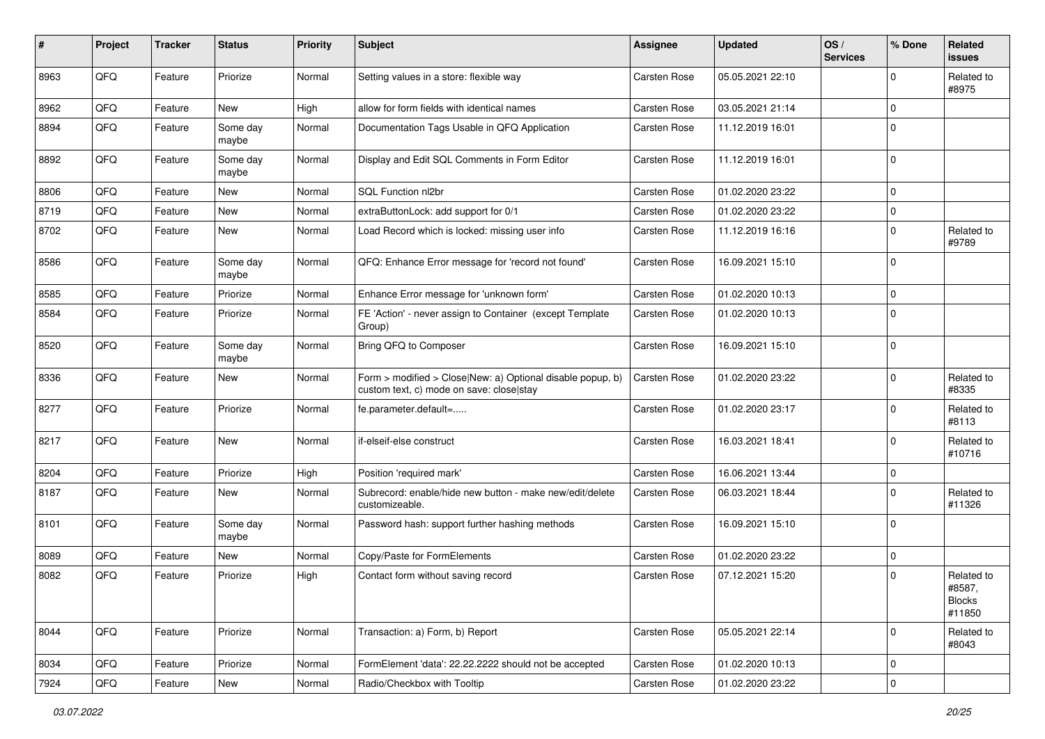| # | Project | Tracker | Status | Priority | Subject | Assignee | Updated | OS / Services | % Done | Related issues |
|---|---|---|---|---|---|---|---|---|---|---|
| 8963 | QFQ | Feature | Priorize | Normal | Setting values in a store: flexible way | Carsten Rose | 05.05.2021 22:10 | | 0 | Related to #8975 |
| 8962 | QFQ | Feature | New | High | allow for form fields with identical names | Carsten Rose | 03.05.2021 21:14 | | 0 | |
| 8894 | QFQ | Feature | Some day maybe | Normal | Documentation Tags Usable in QFQ Application | Carsten Rose | 11.12.2019 16:01 | | 0 | |
| 8892 | QFQ | Feature | Some day maybe | Normal | Display and Edit SQL Comments in Form Editor | Carsten Rose | 11.12.2019 16:01 | | 0 | |
| 8806 | QFQ | Feature | New | Normal | SQL Function nl2br | Carsten Rose | 01.02.2020 23:22 | | 0 | |
| 8719 | QFQ | Feature | New | Normal | extraButtonLock: add support for 0/1 | Carsten Rose | 01.02.2020 23:22 | | 0 | |
| 8702 | QFQ | Feature | New | Normal | Load Record which is locked: missing user info | Carsten Rose | 11.12.2019 16:16 | | 0 | Related to #9789 |
| 8586 | QFQ | Feature | Some day maybe | Normal | QFQ: Enhance Error message for 'record not found' | Carsten Rose | 16.09.2021 15:10 | | 0 | |
| 8585 | QFQ | Feature | Priorize | Normal | Enhance Error message for 'unknown form' | Carsten Rose | 01.02.2020 10:13 | | 0 | |
| 8584 | QFQ | Feature | Priorize | Normal | FE 'Action' - never assign to Container (except Template Group) | Carsten Rose | 01.02.2020 10:13 | | 0 | |
| 8520 | QFQ | Feature | Some day maybe | Normal | Bring QFQ to Composer | Carsten Rose | 16.09.2021 15:10 | | 0 | |
| 8336 | QFQ | Feature | New | Normal | Form > modified > Close\|New: a) Optional disable popup, b) custom text, c) mode on save: close\|stay | Carsten Rose | 01.02.2020 23:22 | | 0 | Related to #8335 |
| 8277 | QFQ | Feature | Priorize | Normal | fe.parameter.default=..... | Carsten Rose | 01.02.2020 23:17 | | 0 | Related to #8113 |
| 8217 | QFQ | Feature | New | Normal | if-elseif-else construct | Carsten Rose | 16.03.2021 18:41 | | 0 | Related to #10716 |
| 8204 | QFQ | Feature | Priorize | High | Position 'required mark' | Carsten Rose | 16.06.2021 13:44 | | 0 | |
| 8187 | QFQ | Feature | New | Normal | Subrecord: enable/hide new button - make new/edit/delete customizeable. | Carsten Rose | 06.03.2021 18:44 | | 0 | Related to #11326 |
| 8101 | QFQ | Feature | Some day maybe | Normal | Password hash: support further hashing methods | Carsten Rose | 16.09.2021 15:10 | | 0 | |
| 8089 | QFQ | Feature | New | Normal | Copy/Paste for FormElements | Carsten Rose | 01.02.2020 23:22 | | 0 | |
| 8082 | QFQ | Feature | Priorize | High | Contact form without saving record | Carsten Rose | 07.12.2021 15:20 | | 0 | Related to #8587, Blocks #11850 |
| 8044 | QFQ | Feature | Priorize | Normal | Transaction: a) Form, b) Report | Carsten Rose | 05.05.2021 22:14 | | 0 | Related to #8043 |
| 8034 | QFQ | Feature | Priorize | Normal | FormElement 'data': 22.22.2222 should not be accepted | Carsten Rose | 01.02.2020 10:13 | | 0 | |
| 7924 | QFQ | Feature | New | Normal | Radio/Checkbox with Tooltip | Carsten Rose | 01.02.2020 23:22 | | 0 | |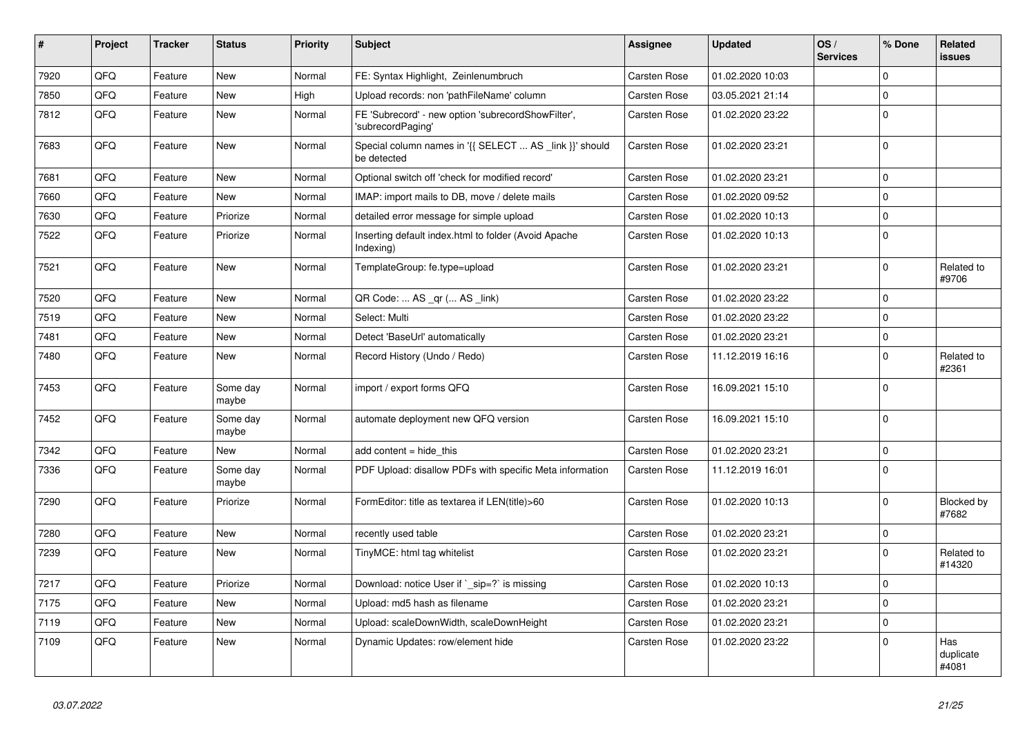| # | Project | Tracker | Status | Priority | Subject | Assignee | Updated | OS / Services | % Done | Related issues |
|---|---|---|---|---|---|---|---|---|---|---|
| 7920 | QFQ | Feature | New | Normal | FE: Syntax Highlight, Zeinlenumbruch | Carsten Rose | 01.02.2020 10:03 | | 0 | |
| 7850 | QFQ | Feature | New | High | Upload records: non 'pathFileName' column | Carsten Rose | 03.05.2021 21:14 | | 0 | |
| 7812 | QFQ | Feature | New | Normal | FE 'Subrecord' - new option 'subrecordShowFilter', 'subrecordPaging' | Carsten Rose | 01.02.2020 23:22 | | 0 | |
| 7683 | QFQ | Feature | New | Normal | Special column names in '{{ SELECT ... AS _link }}' should be detected | Carsten Rose | 01.02.2020 23:21 | | 0 | |
| 7681 | QFQ | Feature | New | Normal | Optional switch off 'check for modified record' | Carsten Rose | 01.02.2020 23:21 | | 0 | |
| 7660 | QFQ | Feature | New | Normal | IMAP: import mails to DB, move / delete mails | Carsten Rose | 01.02.2020 09:52 | | 0 | |
| 7630 | QFQ | Feature | Priorize | Normal | detailed error message for simple upload | Carsten Rose | 01.02.2020 10:13 | | 0 | |
| 7522 | QFQ | Feature | Priorize | Normal | Inserting default index.html to folder (Avoid Apache Indexing) | Carsten Rose | 01.02.2020 10:13 | | 0 | |
| 7521 | QFQ | Feature | New | Normal | TemplateGroup: fe.type=upload | Carsten Rose | 01.02.2020 23:21 | | 0 | Related to #9706 |
| 7520 | QFQ | Feature | New | Normal | QR Code: ... AS _qr (... AS _link) | Carsten Rose | 01.02.2020 23:22 | | 0 | |
| 7519 | QFQ | Feature | New | Normal | Select: Multi | Carsten Rose | 01.02.2020 23:22 | | 0 | |
| 7481 | QFQ | Feature | New | Normal | Detect 'BaseUrl' automatically | Carsten Rose | 01.02.2020 23:21 | | 0 | |
| 7480 | QFQ | Feature | New | Normal | Record History (Undo / Redo) | Carsten Rose | 11.12.2019 16:16 | | 0 | Related to #2361 |
| 7453 | QFQ | Feature | Some day maybe | Normal | import / export forms QFQ | Carsten Rose | 16.09.2021 15:10 | | 0 | |
| 7452 | QFQ | Feature | Some day maybe | Normal | automate deployment new QFQ version | Carsten Rose | 16.09.2021 15:10 | | 0 | |
| 7342 | QFQ | Feature | New | Normal | add content = hide_this | Carsten Rose | 01.02.2020 23:21 | | 0 | |
| 7336 | QFQ | Feature | Some day maybe | Normal | PDF Upload: disallow PDFs with specific Meta information | Carsten Rose | 11.12.2019 16:01 | | 0 | |
| 7290 | QFQ | Feature | Priorize | Normal | FormEditor: title as textarea if LEN(title)>60 | Carsten Rose | 01.02.2020 10:13 | | 0 | Blocked by #7682 |
| 7280 | QFQ | Feature | New | Normal | recently used table | Carsten Rose | 01.02.2020 23:21 | | 0 | |
| 7239 | QFQ | Feature | New | Normal | TinyMCE: html tag whitelist | Carsten Rose | 01.02.2020 23:21 | | 0 | Related to #14320 |
| 7217 | QFQ | Feature | Priorize | Normal | Download: notice User if `_sip=?` is missing | Carsten Rose | 01.02.2020 10:13 | | 0 | |
| 7175 | QFQ | Feature | New | Normal | Upload: md5 hash as filename | Carsten Rose | 01.02.2020 23:21 | | 0 | |
| 7119 | QFQ | Feature | New | Normal | Upload: scaleDownWidth, scaleDownHeight | Carsten Rose | 01.02.2020 23:21 | | 0 | |
| 7109 | QFQ | Feature | New | Normal | Dynamic Updates: row/element hide | Carsten Rose | 01.02.2020 23:22 | | 0 | Has duplicate #4081 |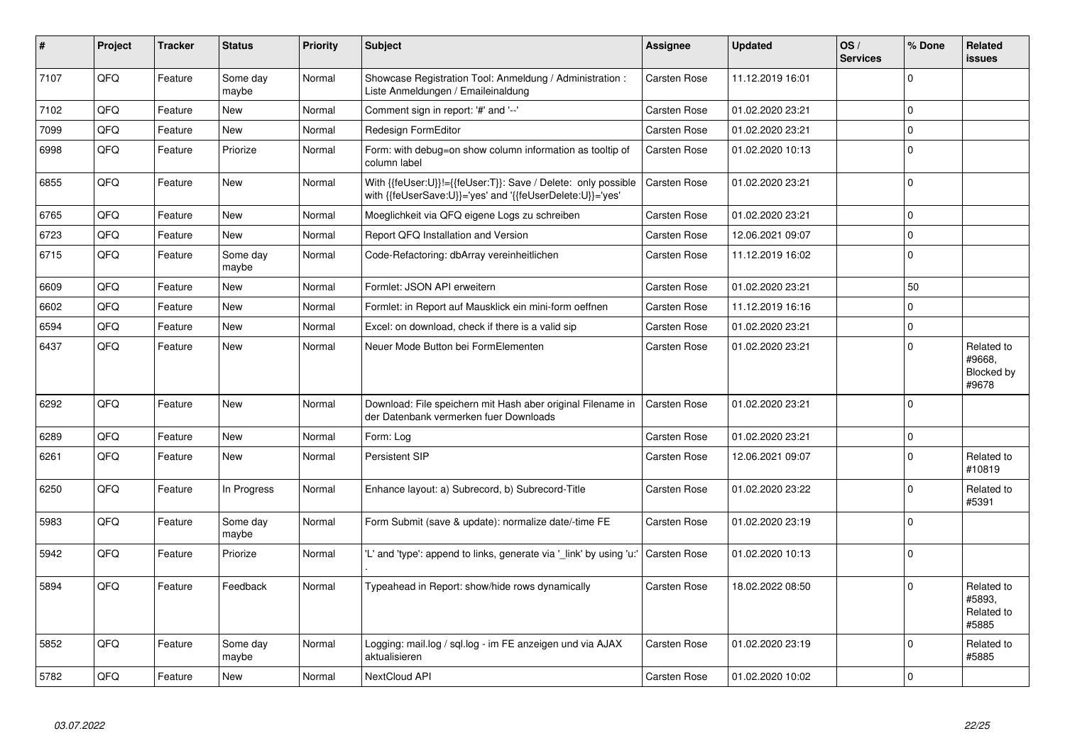| # | Project | Tracker | Status | Priority | Subject | Assignee | Updated | OS / Services | % Done | Related issues |
|---|---|---|---|---|---|---|---|---|---|---|
| 7107 | QFQ | Feature | Some day maybe | Normal | Showcase Registration Tool: Anmeldung / Administration : Liste Anmeldungen / Emaileinaldung | Carsten Rose | 11.12.2019 16:01 | | 0 | |
| 7102 | QFQ | Feature | New | Normal | Comment sign in report: '#' and '--' | Carsten Rose | 01.02.2020 23:21 | | 0 | |
| 7099 | QFQ | Feature | New | Normal | Redesign FormEditor | Carsten Rose | 01.02.2020 23:21 | | 0 | |
| 6998 | QFQ | Feature | Priorize | Normal | Form: with debug=on show column information as tooltip of column label | Carsten Rose | 01.02.2020 10:13 | | 0 | |
| 6855 | QFQ | Feature | New | Normal | With {{feUser:U}}!={{feUser:T}}: Save / Delete: only possible with {{feUserSave:U}}='yes' and '{{feUserDelete:U}}='yes' | Carsten Rose | 01.02.2020 23:21 | | 0 | |
| 6765 | QFQ | Feature | New | Normal | Moeglichkeit via QFQ eigene Logs zu schreiben | Carsten Rose | 01.02.2020 23:21 | | 0 | |
| 6723 | QFQ | Feature | New | Normal | Report QFQ Installation and Version | Carsten Rose | 12.06.2021 09:07 | | 0 | |
| 6715 | QFQ | Feature | Some day maybe | Normal | Code-Refactoring: dbArray vereinheitlichen | Carsten Rose | 11.12.2019 16:02 | | 0 | |
| 6609 | QFQ | Feature | New | Normal | Formlet: JSON API erweitern | Carsten Rose | 01.02.2020 23:21 | | 50 | |
| 6602 | QFQ | Feature | New | Normal | Formlet: in Report auf Mausklick ein mini-form oeffnen | Carsten Rose | 11.12.2019 16:16 | | 0 | |
| 6594 | QFQ | Feature | New | Normal | Excel: on download, check if there is a valid sip | Carsten Rose | 01.02.2020 23:21 | | 0 | |
| 6437 | QFQ | Feature | New | Normal | Neuer Mode Button bei FormElementen | Carsten Rose | 01.02.2020 23:21 | | 0 | Related to #9668, Blocked by #9678 |
| 6292 | QFQ | Feature | New | Normal | Download: File speichern mit Hash aber original Filename in der Datenbank vermerken fuer Downloads | Carsten Rose | 01.02.2020 23:21 | | 0 | |
| 6289 | QFQ | Feature | New | Normal | Form: Log | Carsten Rose | 01.02.2020 23:21 | | 0 | |
| 6261 | QFQ | Feature | New | Normal | Persistent SIP | Carsten Rose | 12.06.2021 09:07 | | 0 | Related to #10819 |
| 6250 | QFQ | Feature | In Progress | Normal | Enhance layout: a) Subrecord, b) Subrecord-Title | Carsten Rose | 01.02.2020 23:22 | | 0 | Related to #5391 |
| 5983 | QFQ | Feature | Some day maybe | Normal | Form Submit (save & update): normalize date/-time FE | Carsten Rose | 01.02.2020 23:19 | | 0 | |
| 5942 | QFQ | Feature | Priorize | Normal | 'L' and 'type': append to links, generate via '_link' by using 'u:' . | Carsten Rose | 01.02.2020 10:13 | | 0 | |
| 5894 | QFQ | Feature | Feedback | Normal | Typeahead in Report: show/hide rows dynamically | Carsten Rose | 18.02.2022 08:50 | | 0 | Related to #5893, Related to #5885 |
| 5852 | QFQ | Feature | Some day maybe | Normal | Logging: mail.log / sql.log - im FE anzeigen und via AJAX aktualisieren | Carsten Rose | 01.02.2020 23:19 | | 0 | Related to #5885 |
| 5782 | QFQ | Feature | New | Normal | NextCloud API | Carsten Rose | 01.02.2020 10:02 | | 0 | |

*03.07.2022*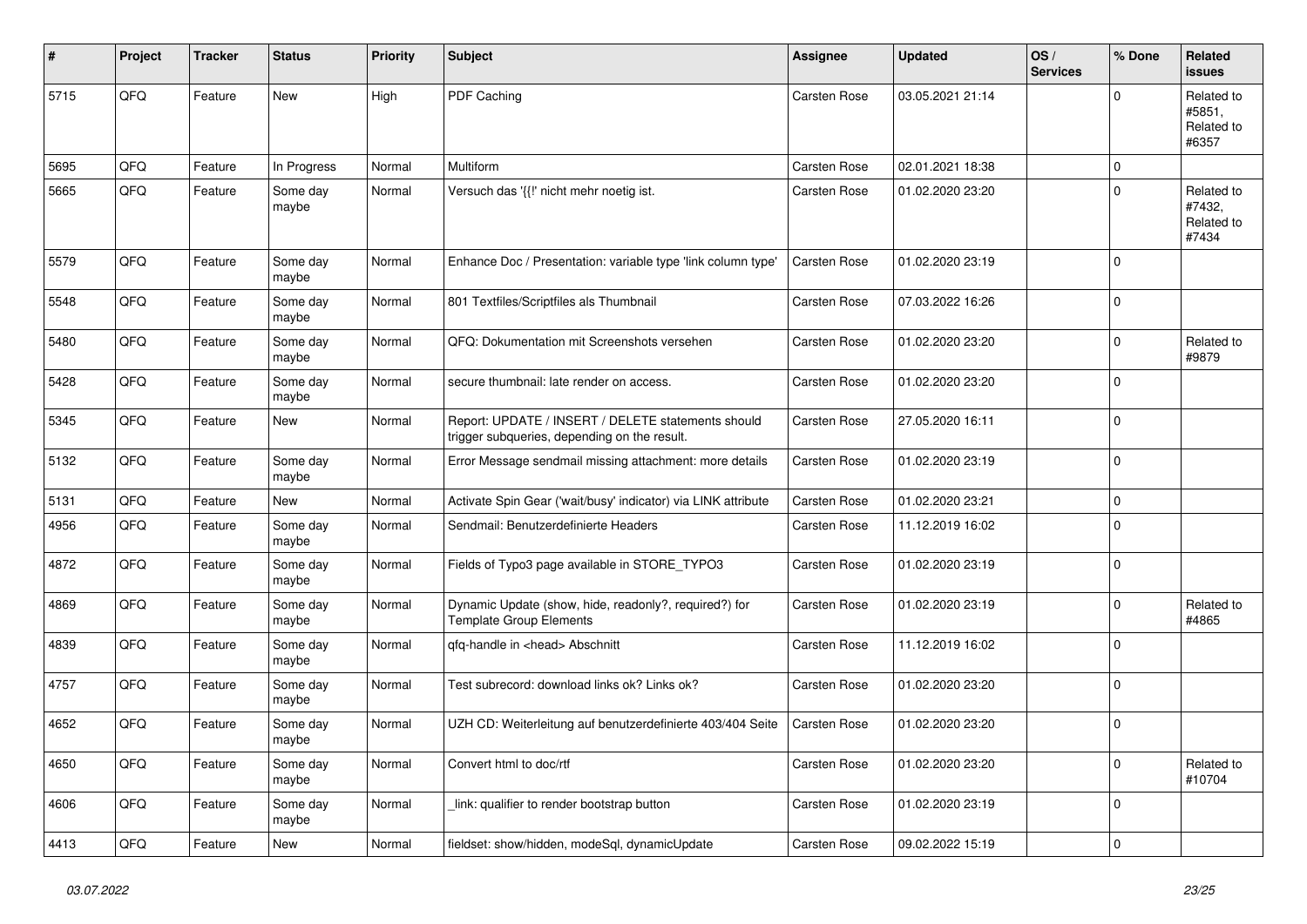| # | Project | Tracker | Status | Priority | Subject | Assignee | Updated | OS / Services | % Done | Related issues |
|---|---|---|---|---|---|---|---|---|---|---|
| 5715 | QFQ | Feature | New | High | PDF Caching | Carsten Rose | 03.05.2021 21:14 | | 0 | Related to #5851, Related to #6357 |
| 5695 | QFQ | Feature | In Progress | Normal | Multiform | Carsten Rose | 02.01.2021 18:38 | | 0 | |
| 5665 | QFQ | Feature | Some day maybe | Normal | Versuch das '{{!' nicht mehr noetig ist. | Carsten Rose | 01.02.2020 23:20 | | 0 | Related to #7432, Related to #7434 |
| 5579 | QFQ | Feature | Some day maybe | Normal | Enhance Doc / Presentation: variable type 'link column type' | Carsten Rose | 01.02.2020 23:19 | | 0 | |
| 5548 | QFQ | Feature | Some day maybe | Normal | 801 Textfiles/Scriptfiles als Thumbnail | Carsten Rose | 07.03.2022 16:26 | | 0 | |
| 5480 | QFQ | Feature | Some day maybe | Normal | QFQ: Dokumentation mit Screenshots versehen | Carsten Rose | 01.02.2020 23:20 | | 0 | Related to #9879 |
| 5428 | QFQ | Feature | Some day maybe | Normal | secure thumbnail: late render on access. | Carsten Rose | 01.02.2020 23:20 | | 0 | |
| 5345 | QFQ | Feature | New | Normal | Report: UPDATE / INSERT / DELETE statements should trigger subqueries, depending on the result. | Carsten Rose | 27.05.2020 16:11 | | 0 | |
| 5132 | QFQ | Feature | Some day maybe | Normal | Error Message sendmail missing attachment: more details | Carsten Rose | 01.02.2020 23:19 | | 0 | |
| 5131 | QFQ | Feature | New | Normal | Activate Spin Gear ('wait/busy' indicator) via LINK attribute | Carsten Rose | 01.02.2020 23:21 | | 0 | |
| 4956 | QFQ | Feature | Some day maybe | Normal | Sendmail: Benutzerdefinierte Headers | Carsten Rose | 11.12.2019 16:02 | | 0 | |
| 4872 | QFQ | Feature | Some day maybe | Normal | Fields of Typo3 page available in STORE_TYPO3 | Carsten Rose | 01.02.2020 23:19 | | 0 | |
| 4869 | QFQ | Feature | Some day maybe | Normal | Dynamic Update (show, hide, readonly?, required?) for Template Group Elements | Carsten Rose | 01.02.2020 23:19 | | 0 | Related to #4865 |
| 4839 | QFQ | Feature | Some day maybe | Normal | qfq-handle in <head> Abschnitt | Carsten Rose | 11.12.2019 16:02 | | 0 | |
| 4757 | QFQ | Feature | Some day maybe | Normal | Test subrecord: download links ok? Links ok? | Carsten Rose | 01.02.2020 23:20 | | 0 | |
| 4652 | QFQ | Feature | Some day maybe | Normal | UZH CD: Weiterleitung auf benutzerdefinierte 403/404 Seite | Carsten Rose | 01.02.2020 23:20 | | 0 | |
| 4650 | QFQ | Feature | Some day maybe | Normal | Convert html to doc/rtf | Carsten Rose | 01.02.2020 23:20 | | 0 | Related to #10704 |
| 4606 | QFQ | Feature | Some day maybe | Normal | _link: qualifier to render bootstrap button | Carsten Rose | 01.02.2020 23:19 | | 0 | |
| 4413 | QFQ | Feature | New | Normal | fieldset: show/hidden, modeSql, dynamicUpdate | Carsten Rose | 09.02.2022 15:19 | | 0 | |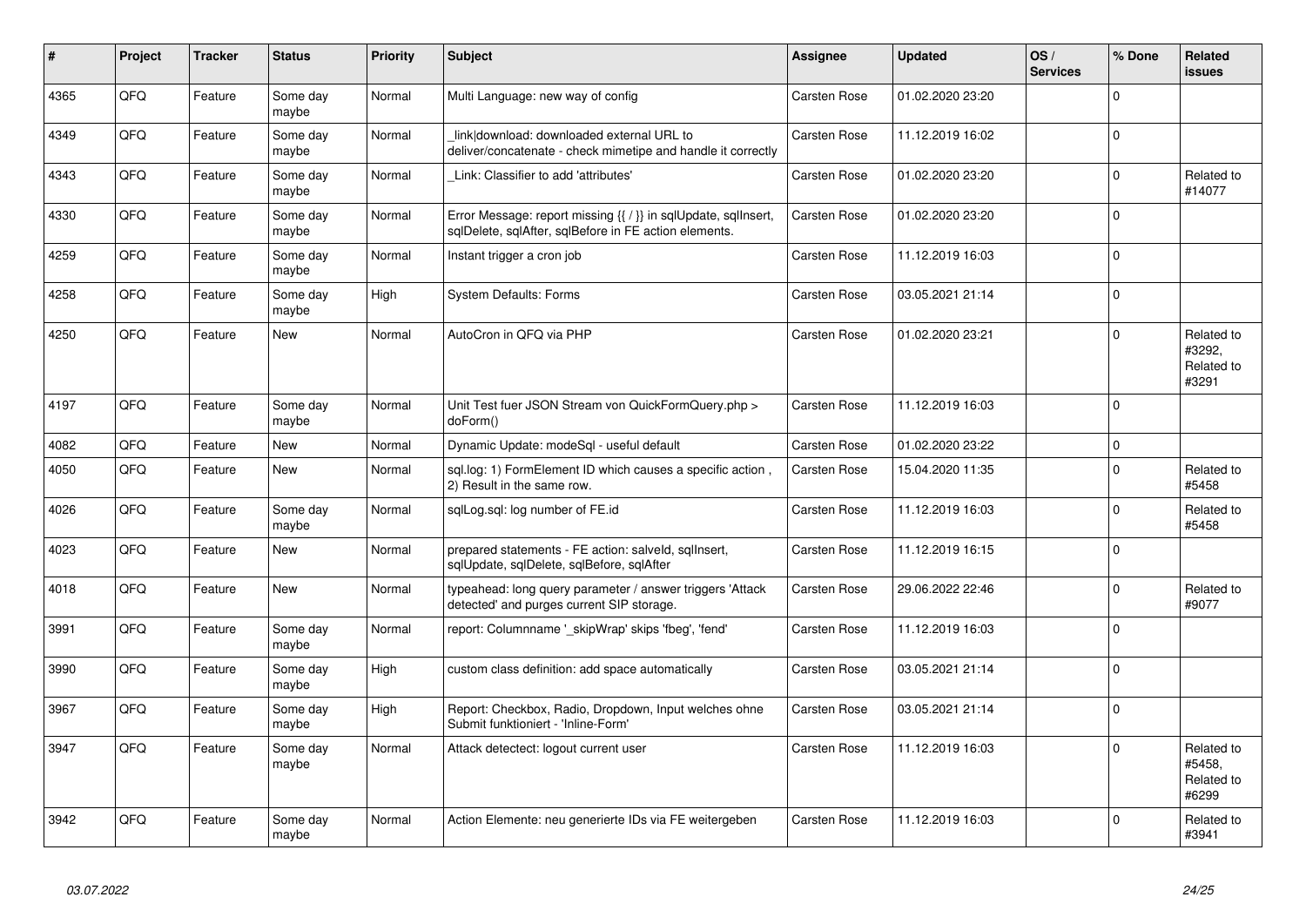| # | Project | Tracker | Status | Priority | Subject | Assignee | Updated | OS / Services | % Done | Related issues |
|---|---|---|---|---|---|---|---|---|---|---|
| 4365 | QFQ | Feature | Some day maybe | Normal | Multi Language: new way of config | Carsten Rose | 01.02.2020 23:20 | | 0 | |
| 4349 | QFQ | Feature | Some day maybe | Normal | _link\|download: downloaded external URL to deliver/concatenate - check mimetipe and handle it correctly | Carsten Rose | 11.12.2019 16:02 | | 0 | |
| 4343 | QFQ | Feature | Some day maybe | Normal | _Link: Classifier to add 'attributes' | Carsten Rose | 01.02.2020 23:20 | | 0 | Related to #14077 |
| 4330 | QFQ | Feature | Some day maybe | Normal | Error Message: report missing {{ / }} in sqlUpdate, sqlInsert, sqlDelete, sqlAfter, sqlBefore in FE action elements. | Carsten Rose | 01.02.2020 23:20 | | 0 | |
| 4259 | QFQ | Feature | Some day maybe | Normal | Instant trigger a cron job | Carsten Rose | 11.12.2019 16:03 | | 0 | |
| 4258 | QFQ | Feature | Some day maybe | High | System Defaults: Forms | Carsten Rose | 03.05.2021 21:14 | | 0 | |
| 4250 | QFQ | Feature | New | Normal | AutoCron in QFQ via PHP | Carsten Rose | 01.02.2020 23:21 | | 0 | Related to #3292, Related to #3291 |
| 4197 | QFQ | Feature | Some day maybe | Normal | Unit Test fuer JSON Stream von QuickFormQuery.php > doForm() | Carsten Rose | 11.12.2019 16:03 | | 0 | |
| 4082 | QFQ | Feature | New | Normal | Dynamic Update: modeSql - useful default | Carsten Rose | 01.02.2020 23:22 | | 0 | |
| 4050 | QFQ | Feature | New | Normal | sql.log: 1) FormElement ID which causes a specific action , 2) Result in the same row. | Carsten Rose | 15.04.2020 11:35 | | 0 | Related to #5458 |
| 4026 | QFQ | Feature | Some day maybe | Normal | sqlLog.sql: log number of FE.id | Carsten Rose | 11.12.2019 16:03 | | 0 | Related to #5458 |
| 4023 | QFQ | Feature | New | Normal | prepared statements - FE action: salveld, sqlInsert, sqlUpdate, sqlDelete, sqlBefore, sqlAfter | Carsten Rose | 11.12.2019 16:15 | | 0 | |
| 4018 | QFQ | Feature | New | Normal | typeahead: long query parameter / answer triggers 'Attack detected' and purges current SIP storage. | Carsten Rose | 29.06.2022 22:46 | | 0 | Related to #9077 |
| 3991 | QFQ | Feature | Some day maybe | Normal | report: Columnname '_skipWrap' skips 'fbeg', 'fend' | Carsten Rose | 11.12.2019 16:03 | | 0 | |
| 3990 | QFQ | Feature | Some day maybe | High | custom class definition: add space automatically | Carsten Rose | 03.05.2021 21:14 | | 0 | |
| 3967 | QFQ | Feature | Some day maybe | High | Report: Checkbox, Radio, Dropdown, Input welches ohne Submit funktioniert - 'Inline-Form' | Carsten Rose | 03.05.2021 21:14 | | 0 | |
| 3947 | QFQ | Feature | Some day maybe | Normal | Attack detectect: logout current user | Carsten Rose | 11.12.2019 16:03 | | 0 | Related to #5458, Related to #6299 |
| 3942 | QFQ | Feature | Some day maybe | Normal | Action Elemente: neu generierte IDs via FE weitergeben | Carsten Rose | 11.12.2019 16:03 | | 0 | Related to #3941 |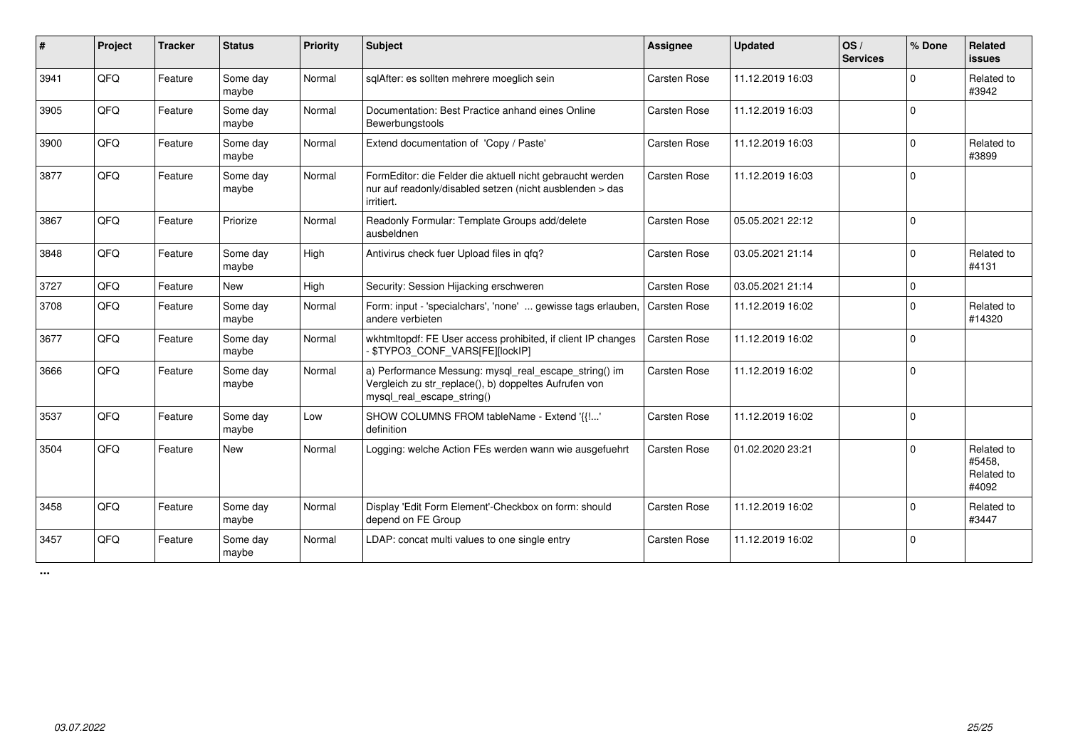| # | Project | Tracker | Status | Priority | Subject | Assignee | Updated | OS / Services | % Done | Related issues |
|---|---|---|---|---|---|---|---|---|---|---|
| 3941 | QFQ | Feature | Some day maybe | Normal | sqlAfter: es sollten mehrere moeglich sein | Carsten Rose | 11.12.2019 16:03 | | 0 | Related to #3942 |
| 3905 | QFQ | Feature | Some day maybe | Normal | Documentation: Best Practice anhand eines Online Bewerbungstools | Carsten Rose | 11.12.2019 16:03 | | 0 | |
| 3900 | QFQ | Feature | Some day maybe | Normal | Extend documentation of 'Copy / Paste' | Carsten Rose | 11.12.2019 16:03 | | 0 | Related to #3899 |
| 3877 | QFQ | Feature | Some day maybe | Normal | FormEditor: die Felder die aktuell nicht gebraucht werden nur auf readonly/disabled setzen (nicht ausblenden > das irritiert. | Carsten Rose | 11.12.2019 16:03 | | 0 | |
| 3867 | QFQ | Feature | Priorize | Normal | Readonly Formular: Template Groups add/delete ausbeldnen | Carsten Rose | 05.05.2021 22:12 | | 0 | |
| 3848 | QFQ | Feature | Some day maybe | High | Antivirus check fuer Upload files in qfq? | Carsten Rose | 03.05.2021 21:14 | | 0 | Related to #4131 |
| 3727 | QFQ | Feature | New | High | Security: Session Hijacking erschweren | Carsten Rose | 03.05.2021 21:14 | | 0 | |
| 3708 | QFQ | Feature | Some day maybe | Normal | Form: input - 'specialchars', 'none' ... gewisse tags erlauben, andere verbieten | Carsten Rose | 11.12.2019 16:02 | | 0 | Related to #14320 |
| 3677 | QFQ | Feature | Some day maybe | Normal | wkhtmltopdf: FE User access prohibited, if client IP changes - $TYPO3_CONF_VARS[FE][lockIP] | Carsten Rose | 11.12.2019 16:02 | | 0 | |
| 3666 | QFQ | Feature | Some day maybe | Normal | a) Performance Messung: mysql_real_escape_string() im Vergleich zu str_replace(), b) doppeltes Aufrufen von mysql_real_escape_string() | Carsten Rose | 11.12.2019 16:02 | | 0 | |
| 3537 | QFQ | Feature | Some day maybe | Low | SHOW COLUMNS FROM tableName - Extend '{{!...' definition | Carsten Rose | 11.12.2019 16:02 | | 0 | |
| 3504 | QFQ | Feature | New | Normal | Logging: welche Action FEs werden wann wie ausgefuehrt | Carsten Rose | 01.02.2020 23:21 | | 0 | Related to #5458, Related to #4092 |
| 3458 | QFQ | Feature | Some day maybe | Normal | Display 'Edit Form Element'-Checkbox on form: should depend on FE Group | Carsten Rose | 11.12.2019 16:02 | | 0 | Related to #3447 |
| 3457 | QFQ | Feature | Some day maybe | Normal | LDAP: concat multi values to one single entry | Carsten Rose | 11.12.2019 16:02 | | 0 | |

...